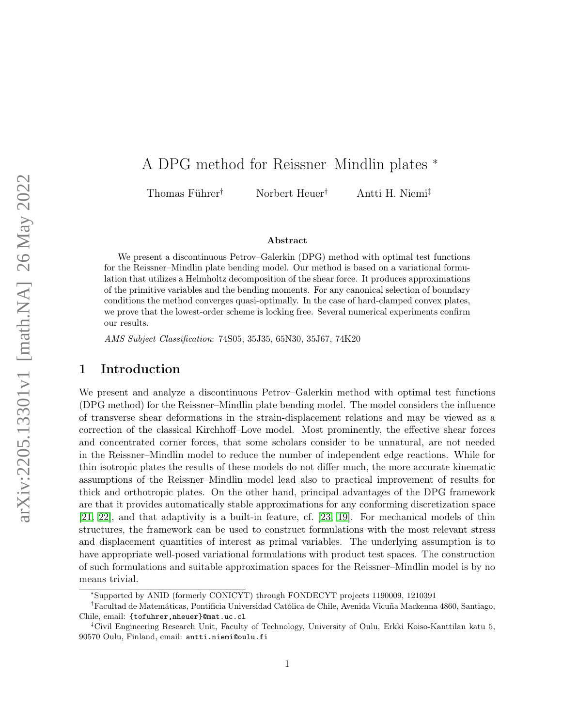# A DPG method for Reissner–Mindlin plates [*]

Thomas Führer[†] Norbert Heuer[†] Antti H. Niemi[‡]

**Abstract**

We present a discontinuous Petrov–Galerkin (DPG) method with optimal test functions for the Reissner–Mindlin plate bending model. Our method is based on a variational formulation that utilizes a Helmholtz decomposition of the shear force. It produces approximations of the primitive variables and the bending moments. For any canonical selection of boundary conditions the method converges quasi-optimally. In the case of hard-clamped convex plates, we prove that the lowest-order scheme is locking free. Several numerical experiments confirm our results.

*AMS Subject Classification*: 74S05, 35J35, 65N30, 35J67, 74K20

## 1 Introduction

We present and analyze a discontinuous Petrov–Galerkin method with optimal test functions (DPG method) for the Reissner–Mindlin plate bending model. The model considers the influence of transverse shear deformations in the strain-displacement relations and may be viewed as a correction of the classical Kirchhoff–Love model. Most prominently, the effective shear forces and concentrated corner forces, that some scholars consider to be unnatural, are not needed in the Reissner–Mindlin model to reduce the number of independent edge reactions. While for thin isotropic plates the results of these models do not differ much, the more accurate kinematic assumptions of the Reissner–Mindlin model lead also to practical improvement of results for thick and orthotropic plates. On the other hand, principal advantages of the DPG framework are that it provides automatically stable approximations for any conforming discretization space [21, 22], and that adaptivity is a built-in feature, cf. [23, 19]. For mechanical models of thin structures, the framework can be used to construct formulations with the most relevant stress and displacement quantities of interest as primal variables. The underlying assumption is to have appropriate well-posed variational formulations with product test spaces. The construction of such formulations and suitable approximation spaces for the Reissner–Mindlin model is by no means trivial.

[*] Supported by ANID (formerly CONICYT) through FONDECYT projects 1190009, 1210391

[†] Facultad de Matemáticas, Pontificia Universidad Católica de Chile, Avenida Vicuña Mackenna 4860, Santiago, Chile, email: {tofuhrer,nheuer}@mat.uc.cl

[‡] Civil Engineering Research Unit, Faculty of Technology, University of Oulu, Erkki Koiso-Kanttilan katu 5, 90570 Oulu, Finland, email: antti.niemi@oulu.fi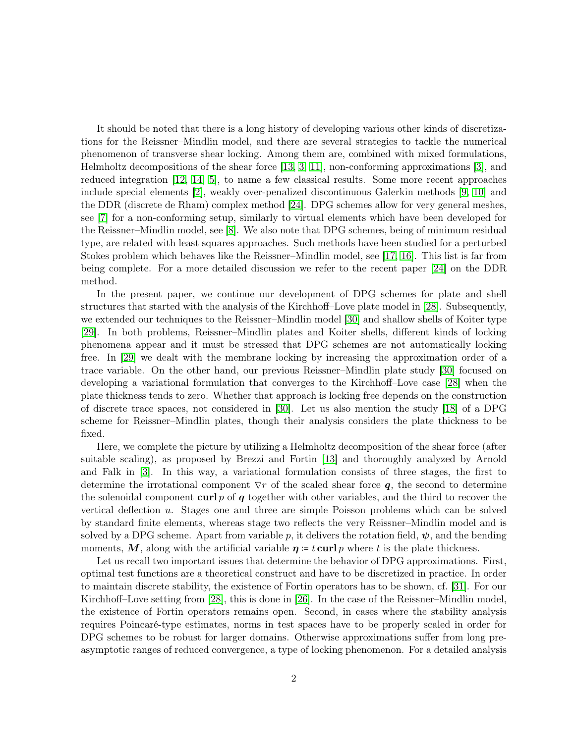It should be noted that there is a long history of developing various other kinds of discretizations for the Reissner–Mindlin model, and there are several strategies to tackle the numerical phenomenon of transverse shear locking. Among them are, combined with mixed formulations, Helmholtz decompositions of the shear force [13, 3, 11], non-conforming approximations [3], and reduced integration [12, 14, 5], to name a few classical results. Some more recent approaches include special elements [2], weakly over-penalized discontinuous Galerkin methods [9, 10] and the DDR (discrete de Rham) complex method [24]. DPG schemes allow for very general meshes, see [7] for a non-conforming setup, similarly to virtual elements which have been developed for the Reissner–Mindlin model, see [8]. We also note that DPG schemes, being of minimum residual type, are related with least squares approaches. Such methods have been studied for a perturbed Stokes problem which behaves like the Reissner–Mindlin model, see [17, 16]. This list is far from being complete. For a more detailed discussion we refer to the recent paper [24] on the DDR method.

In the present paper, we continue our development of DPG schemes for plate and shell structures that started with the analysis of the Kirchhoff–Love plate model in [28]. Subsequently, we extended our techniques to the Reissner–Mindlin model [30] and shallow shells of Koiter type [29]. In both problems, Reissner–Mindlin plates and Koiter shells, different kinds of locking phenomena appear and it must be stressed that DPG schemes are not automatically locking free. In [29] we dealt with the membrane locking by increasing the approximation order of a trace variable. On the other hand, our previous Reissner–Mindlin plate study [30] focused on developing a variational formulation that converges to the Kirchhoff–Love case [28] when the plate thickness tends to zero. Whether that approach is locking free depends on the construction of discrete trace spaces, not considered in [30]. Let us also mention the study [18] of a DPG scheme for Reissner–Mindlin plates, though their analysis considers the plate thickness to be fixed.

Here, we complete the picture by utilizing a Helmholtz decomposition of the shear force (after suitable scaling), as proposed by Brezzi and Fortin [13] and thoroughly analyzed by Arnold and Falk in [3]. In this way, a variational formulation consists of three stages, the first to determine the irrotational component $\nabla r$ of the scaled shear force $\boldsymbol{q}$, the second to determine the solenoidal component $\mathbf{curl}\, p$ of $\boldsymbol{q}$ together with other variables, and the third to recover the vertical deflection $u$. Stages one and three are simple Poisson problems which can be solved by standard finite elements, whereas stage two reflects the very Reissner–Mindlin model and is solved by a DPG scheme. Apart from variable $p$, it delivers the rotation field, $\boldsymbol{\psi}$, and the bending moments, $\boldsymbol{M}$, along with the artificial variable $\boldsymbol{\eta} \coloneqq t\,\mathbf{curl}\, p$ where $t$ is the plate thickness.

Let us recall two important issues that determine the behavior of DPG approximations. First, optimal test functions are a theoretical construct and have to be discretized in practice. In order to maintain discrete stability, the existence of Fortin operators has to be shown, cf. [31]. For our Kirchhoff–Love setting from [28], this is done in [26]. In the case of the Reissner–Mindlin model, the existence of Fortin operators remains open. Second, in cases where the stability analysis requires Poincaré-type estimates, norms in test spaces have to be properly scaled in order for DPG schemes to be robust for larger domains. Otherwise approximations suffer from long pre-asymptotic ranges of reduced convergence, a type of locking phenomenon. For a detailed analysis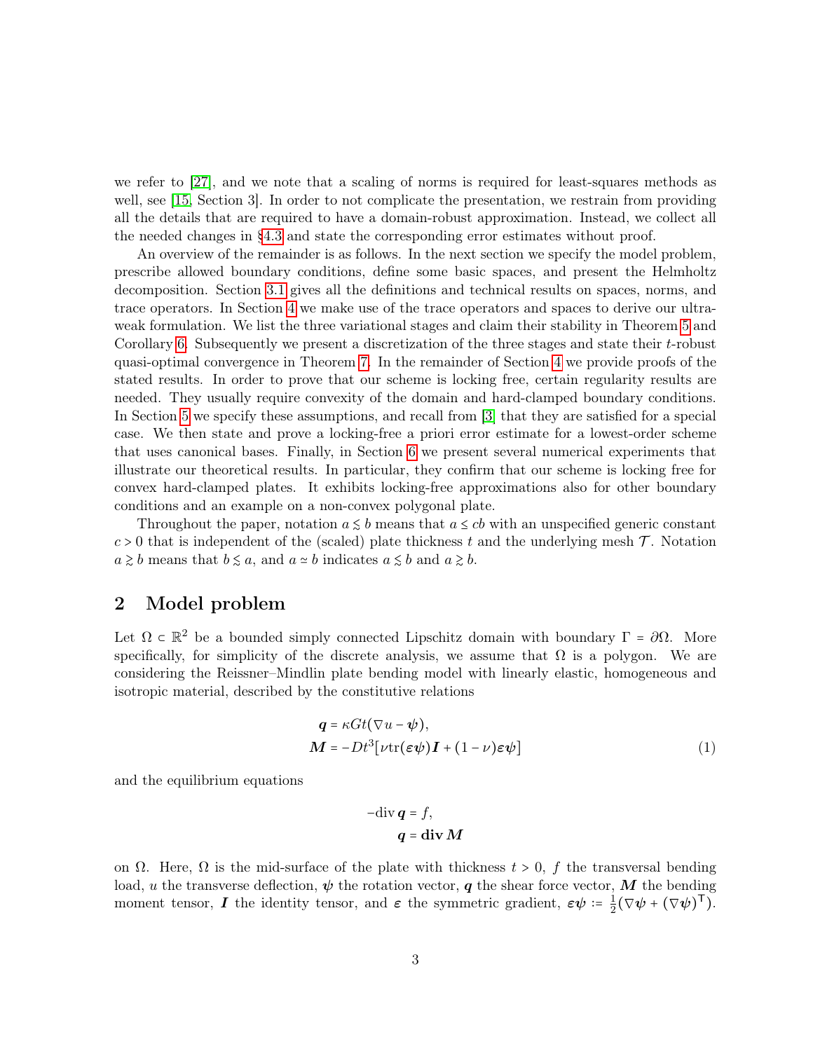we refer to [27], and we note that a scaling of norms is required for least-squares methods as well, see [15, Section 3]. In order to not complicate the presentation, we restrain from providing all the details that are required to have a domain-robust approximation. Instead, we collect all the needed changes in §4.3 and state the corresponding error estimates without proof.

An overview of the remainder is as follows. In the next section we specify the model problem, prescribe allowed boundary conditions, define some basic spaces, and present the Helmholtz decomposition. Section 3.1 gives all the definitions and technical results on spaces, norms, and trace operators. In Section 4 we make use of the trace operators and spaces to derive our ultraweak formulation. We list the three variational stages and claim their stability in Theorem 5 and Corollary 6. Subsequently we present a discretization of the three stages and state their $t$-robust quasi-optimal convergence in Theorem 7. In the remainder of Section 4 we provide proofs of the stated results. In order to prove that our scheme is locking free, certain regularity results are needed. They usually require convexity of the domain and hard-clamped boundary conditions. In Section 5 we specify these assumptions, and recall from [3] that they are satisfied for a special case. We then state and prove a locking-free a priori error estimate for a lowest-order scheme that uses canonical bases. Finally, in Section 6 we present several numerical experiments that illustrate our theoretical results. In particular, they confirm that our scheme is locking free for convex hard-clamped plates. It exhibits locking-free approximations also for other boundary conditions and an example on a non-convex polygonal plate.

Throughout the paper, notation $a \lesssim b$ means that $a \le cb$ with an unspecified generic constant $c > 0$ that is independent of the (scaled) plate thickness $t$ and the underlying mesh $\mathcal{T}$. Notation $a \gtrsim b$ means that $b \lesssim a$, and $a \simeq b$ indicates $a \lesssim b$ and $a \gtrsim b$.

## 2 Model problem

Let $\Omega \subset \mathbb{R}^2$ be a bounded simply connected Lipschitz domain with boundary $\Gamma = \partial\Omega$. More specifically, for simplicity of the discrete analysis, we assume that $\Omega$ is a polygon. We are considering the Reissner–Mindlin plate bending model with linearly elastic, homogeneous and isotropic material, described by the constitutive relations

$$
\begin{aligned}
\boldsymbol{q} &= \kappa G t(\nabla u - \boldsymbol{\psi}),\\
\boldsymbol{M} &= -Dt^3\big[\nu \operatorname{tr}(\boldsymbol{\varepsilon}\boldsymbol{\psi})\boldsymbol{I} + (1-\nu)\boldsymbol{\varepsilon}\boldsymbol{\psi}\big]
\end{aligned}
\tag{1}
$$

and the equilibrium equations

$$
\begin{aligned}
-\operatorname{div}\boldsymbol{q} &= f,\\
\boldsymbol{q} &= \operatorname{\mathbf{div}}\boldsymbol{M}
\end{aligned}
$$

on $\Omega$. Here, $\Omega$ is the mid-surface of the plate with thickness $t > 0$, $f$ the transversal bending load, $u$ the transverse deflection, $\boldsymbol{\psi}$ the rotation vector, $\boldsymbol{q}$ the shear force vector, $\boldsymbol{M}$ the bending moment tensor, $\boldsymbol{I}$ the identity tensor, and $\boldsymbol{\varepsilon}$ the symmetric gradient, $\boldsymbol{\varepsilon}\boldsymbol{\psi} := \frac{1}{2}(\nabla\boldsymbol{\psi} + (\nabla\boldsymbol{\psi})^{\mathsf{T}})$.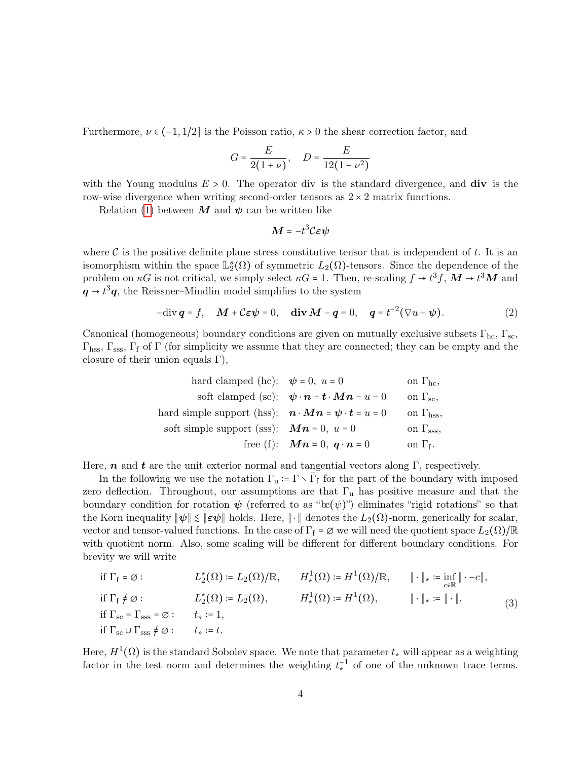Furthermore, $\nu \in (-1, 1/2]$ is the Poisson ratio, $\kappa > 0$ the shear correction factor, and

$$G = \frac{E}{2(1+\nu)}, \quad D = \frac{E}{12(1-\nu^2)}$$

with the Young modulus $E > 0$. The operator div is the standard divergence, and $\mathbf{div}$ is the row-wise divergence when writing second-order tensors as $2 \times 2$ matrix functions.

Relation (1) between $\boldsymbol{M}$ and $\boldsymbol{\psi}$ can be written like

$$\boldsymbol{M} = -t^3 \mathcal{C} \boldsymbol{\varepsilon} \boldsymbol{\psi}$$

where $\mathcal{C}$ is the positive definite plane stress constitutive tensor that is independent of $t$. It is an isomorphism within the space $\mathbb{L}_2^s(\Omega)$ of symmetric $L_2(\Omega)$-tensors. Since the dependence of the problem on $\kappa G$ is not critical, we simply select $\kappa G = 1$. Then, re-scaling $f \to t^3 f$, $\boldsymbol{M} \to t^3 \boldsymbol{M}$ and $\boldsymbol{q} \to t^3 \boldsymbol{q}$, the Reissner–Mindlin model simplifies to the system

$$-\operatorname{div} \boldsymbol{q} = f, \quad \boldsymbol{M} + \mathcal{C}\boldsymbol{\varepsilon}\boldsymbol{\psi} = 0, \quad \mathbf{div}\, \boldsymbol{M} - \boldsymbol{q} = 0, \quad \boldsymbol{q} = t^{-2}(\nabla u - \boldsymbol{\psi}). \tag{2}$$

Canonical (homogeneous) boundary conditions are given on mutually exclusive subsets $\Gamma_{\mathrm{hc}}$, $\Gamma_{\mathrm{sc}}$, $\Gamma_{\mathrm{hss}}$, $\Gamma_{\mathrm{sss}}$, $\Gamma_{\mathrm{f}}$ of $\Gamma$ (for simplicity we assume that they are connected; they can be empty and the closure of their union equals $\Gamma$),

$$\begin{aligned}
&\text{hard clamped (hc):} && \boldsymbol{\psi} = 0,\ u = 0 && \text{on } \Gamma_{\mathrm{hc}},\\
&\text{soft clamped (sc):} && \boldsymbol{\psi}\cdot\boldsymbol{n} = \boldsymbol{t}\cdot\boldsymbol{M}\boldsymbol{n} = u = 0 && \text{on } \Gamma_{\mathrm{sc}},\\
&\text{hard simple support (hss):} && \boldsymbol{n}\cdot\boldsymbol{M}\boldsymbol{n} = \boldsymbol{\psi}\cdot\boldsymbol{t} = u = 0 && \text{on } \Gamma_{\mathrm{hss}},\\
&\text{soft simple support (sss):} && \boldsymbol{M}\boldsymbol{n} = 0,\ u = 0 && \text{on } \Gamma_{\mathrm{sss}},\\
&\text{free (f):} && \boldsymbol{M}\boldsymbol{n} = 0,\ \boldsymbol{q}\cdot\boldsymbol{n} = 0 && \text{on } \Gamma_{\mathrm{f}}.
\end{aligned}$$

Here, $\boldsymbol{n}$ and $\boldsymbol{t}$ are the unit exterior normal and tangential vectors along $\Gamma$, respectively.

In the following we use the notation $\Gamma_{\mathrm{u}} := \Gamma \setminus \bar{\Gamma}_{\mathrm{f}}$ for the part of the boundary with imposed zero deflection. Throughout, our assumptions are that $\Gamma_{\mathrm{u}}$ has positive measure and that the boundary condition for rotation $\boldsymbol{\psi}$ (referred to as "bc($\psi$)") eliminates "rigid rotations" so that the Korn inequality $\|\boldsymbol{\psi}\| \lesssim \|\boldsymbol{\varepsilon}\boldsymbol{\psi}\|$ holds. Here, $\|\cdot\|$ denotes the $L_2(\Omega)$-norm, generically for scalar, vector and tensor-valued functions. In the case of $\Gamma_{\mathrm{f}} = \varnothing$ we will need the quotient space $L_2(\Omega)/\mathbb{R}$ with quotient norm. Also, some scaling will be different for different boundary conditions. For brevity we will write

$$\begin{aligned}
&\text{if } \Gamma_{\mathrm{f}} = \varnothing: && L_2^*(\Omega) := L_2(\Omega)/\mathbb{R}, && H_*^1(\Omega) := H^1(\Omega)/\mathbb{R}, && \|\cdot\|_* := \inf_{c\in\mathbb{R}} \|\cdot - c\|,\\
&\text{if } \Gamma_{\mathrm{f}} \neq \varnothing: && L_2^*(\Omega) := L_2(\Omega), && H_*^1(\Omega) := H^1(\Omega), && \|\cdot\|_* := \|\cdot\|,\\
&\text{if } \Gamma_{\mathrm{sc}} = \Gamma_{\mathrm{sss}} = \varnothing: && t_* := 1, && &&\\
&\text{if } \Gamma_{\mathrm{sc}} \cup \Gamma_{\mathrm{sss}} \neq \varnothing: && t_* := t. && &&
\end{aligned} \tag{3}$$

Here, $H^1(\Omega)$ is the standard Sobolev space. We note that parameter $t_*$ will appear as a weighting factor in the test norm and determines the weighting $t_*^{-1}$ of one of the unknown trace terms.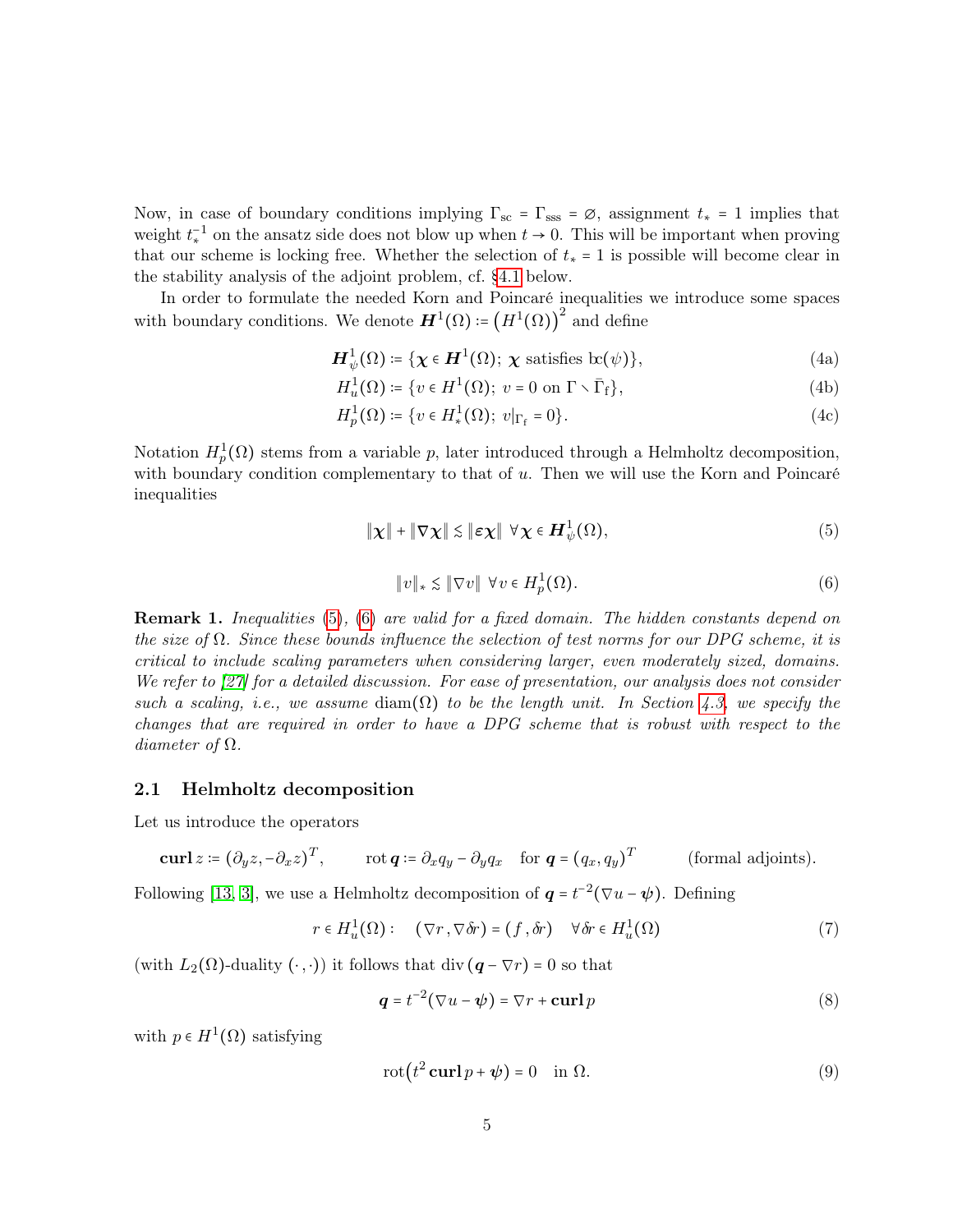Now, in case of boundary conditions implying $\Gamma_{\rm sc} = \Gamma_{\rm sss} = \varnothing$, assignment $t_* = 1$ implies that weight $t_*^{-1}$ on the ansatz side does not blow up when $t \to 0$. This will be important when proving that our scheme is locking free. Whether the selection of $t_* = 1$ is possible will become clear in the stability analysis of the adjoint problem, cf. §4.1 below.

In order to formulate the needed Korn and Poincaré inequalities we introduce some spaces with boundary conditions. We denote $\boldsymbol{H}^1(\Omega) := \big(H^1(\Omega)\big)^2$ and define

$$\boldsymbol{H}^1_\psi(\Omega) := \{\boldsymbol{\chi} \in \boldsymbol{H}^1(\Omega);\ \boldsymbol{\chi} \text{ satisfies } \mathrm{bc}(\psi)\}, \tag{4a}$$

$$H^1_u(\Omega) := \{v \in H^1(\Omega);\ v = 0 \text{ on } \Gamma \setminus \bar\Gamma_{\rm f}\}, \tag{4b}$$

$$H^1_p(\Omega) := \{v \in H^1_*(\Omega);\ v|_{\Gamma_{\rm f}} = 0\}. \tag{4c}$$

Notation $H^1_p(\Omega)$ stems from a variable $p$, later introduced through a Helmholtz decomposition, with boundary condition complementary to that of $u$. Then we will use the Korn and Poincaré inequalities

$$\|\boldsymbol{\chi}\| + \|\nabla\boldsymbol{\chi}\| \lesssim \|\boldsymbol{\varepsilon}\boldsymbol{\chi}\| \ \ \forall \boldsymbol{\chi} \in \boldsymbol{H}^1_\psi(\Omega), \tag{5}$$

$$\|v\|_* \lesssim \|\nabla v\| \ \ \forall v \in H^1_p(\Omega). \tag{6}$$

**Remark 1.** *Inequalities (5), (6) are valid for a fixed domain. The hidden constants depend on the size of $\Omega$. Since these bounds influence the selection of test norms for our DPG scheme, it is critical to include scaling parameters when considering larger, even moderately sized, domains. We refer to [27] for a detailed discussion. For ease of presentation, our analysis does not consider such a scaling, i.e., we assume $\mathrm{diam}(\Omega)$ to be the length unit. In Section 4.3, we specify the changes that are required in order to have a DPG scheme that is robust with respect to the diameter of $\Omega$.*

## 2.1 Helmholtz decomposition

Let us introduce the operators

$$\mathbf{curl}\, z := (\partial_y z, -\partial_x z)^T, \qquad \mathrm{rot}\,\boldsymbol{q} := \partial_x q_y - \partial_y q_x \quad \text{for } \boldsymbol{q} = (q_x, q_y)^T \qquad \text{(formal adjoints)}.$$

Following [13, 3], we use a Helmholtz decomposition of $\boldsymbol{q} = t^{-2}(\nabla u - \boldsymbol{\psi})$. Defining

$$r \in H^1_u(\Omega): \quad (\nabla r, \nabla \delta r) = (f, \delta r) \quad \forall \delta r \in H^1_u(\Omega) \tag{7}$$

(with $L_2(\Omega)$-duality $(\cdot\,,\cdot)$) it follows that $\mathrm{div}\,(\boldsymbol{q} - \nabla r) = 0$ so that

$$\boldsymbol{q} = t^{-2}(\nabla u - \boldsymbol{\psi}) = \nabla r + \mathbf{curl}\, p \tag{8}$$

with $p \in H^1(\Omega)$ satisfying

$$\mathrm{rot}\big(t^2\, \mathbf{curl}\, p + \boldsymbol{\psi}\big) = 0 \quad \text{in } \Omega. \tag{9}$$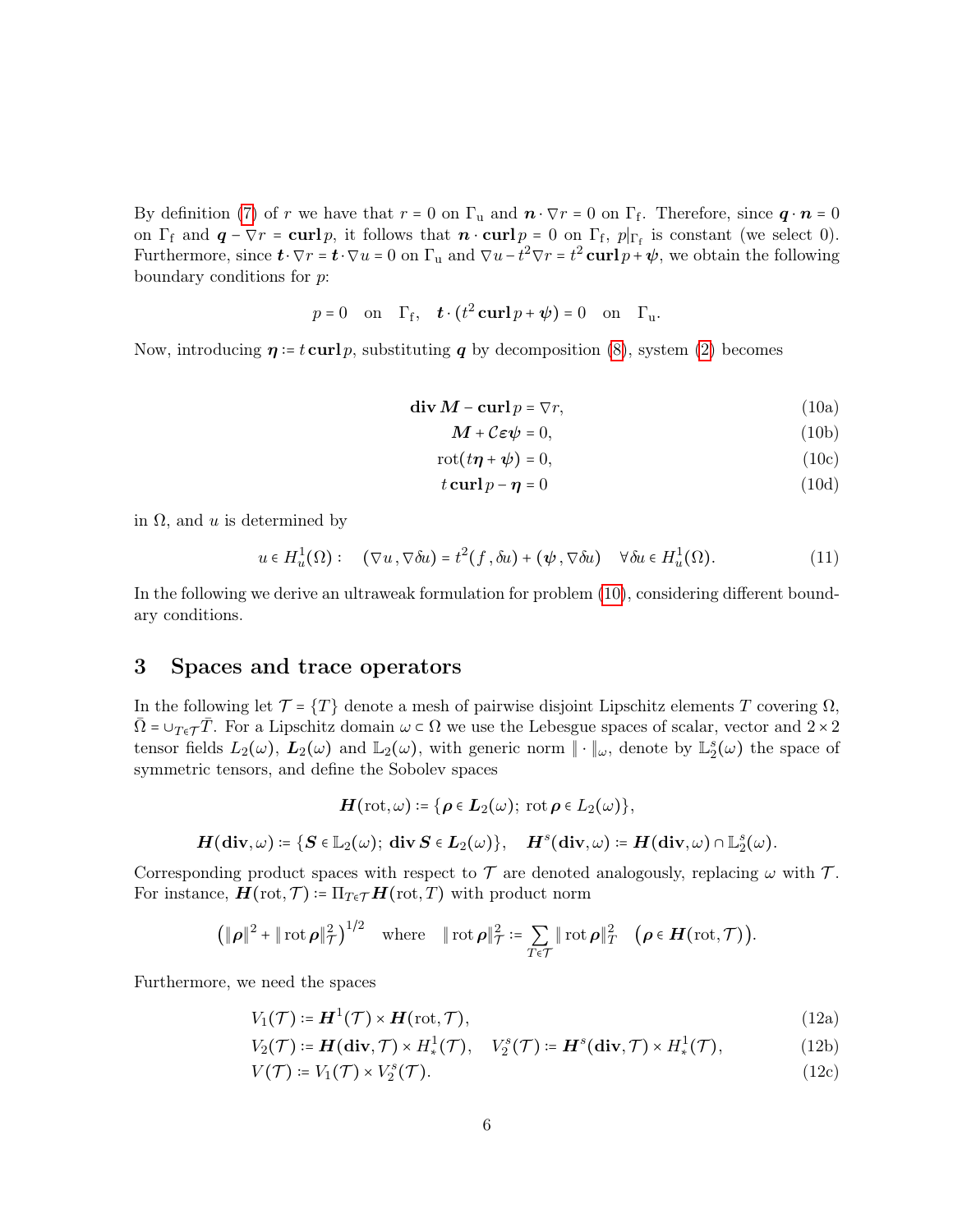By definition (7) of $r$ we have that $r = 0$ on $\Gamma_\mathrm{u}$ and $\boldsymbol{n}\cdot\nabla r = 0$ on $\Gamma_\mathrm{f}$. Therefore, since $\boldsymbol{q}\cdot\boldsymbol{n} = 0$ on $\Gamma_\mathrm{f}$ and $\boldsymbol{q} - \nabla r = \mathbf{curl}\, p$, it follows that $\boldsymbol{n}\cdot\mathbf{curl}\, p = 0$ on $\Gamma_\mathrm{f}$, $p|_{\Gamma_\mathrm{f}}$ is constant (we select 0). Furthermore, since $\boldsymbol{t}\cdot\nabla r = \boldsymbol{t}\cdot\nabla u = 0$ on $\Gamma_\mathrm{u}$ and $\nabla u - t^2\nabla r = t^2\,\mathbf{curl}\, p + \boldsymbol{\psi}$, we obtain the following boundary conditions for $p$:

$$p = 0 \quad \text{on} \quad \Gamma_\mathrm{f}, \quad \boldsymbol{t}\cdot(t^2\,\mathbf{curl}\, p + \boldsymbol{\psi}) = 0 \quad \text{on} \quad \Gamma_\mathrm{u}.$$

Now, introducing $\boldsymbol{\eta} := t\,\mathbf{curl}\, p$, substituting $\boldsymbol{q}$ by decomposition (8), system (2) becomes

$$\mathbf{div}\,\boldsymbol{M} - \mathbf{curl}\, p = \nabla r, \tag{10a}$$

$$\boldsymbol{M} + \mathcal{C}\boldsymbol{\varepsilon}\boldsymbol{\psi} = 0, \tag{10b}$$

$$\mathrm{rot}(t\boldsymbol{\eta} + \boldsymbol{\psi}) = 0, \tag{10c}$$

$$t\,\mathbf{curl}\, p - \boldsymbol{\eta} = 0 \tag{10d}$$

in $\Omega$, and $u$ is determined by

$$u \in H^1_u(\Omega): \quad (\nabla u, \nabla\delta u) = t^2(f, \delta u) + (\boldsymbol{\psi}, \nabla\delta u) \quad \forall \delta u \in H^1_u(\Omega). \tag{11}$$

In the following we derive an ultraweak formulation for problem (10), considering different boundary conditions.

## 3 Spaces and trace operators

In the following let $\mathcal{T} = \{T\}$ denote a mesh of pairwise disjoint Lipschitz elements $T$ covering $\Omega$, $\bar\Omega = \cup_{T\in\mathcal{T}}\bar T$. For a Lipschitz domain $\omega \subset \Omega$ we use the Lebesgue spaces of scalar, vector and $2\times 2$ tensor fields $L_2(\omega)$, $\boldsymbol{L}_2(\omega)$ and $\mathbb{L}_2(\omega)$, with generic norm $\|\cdot\|_\omega$, denote by $\mathbb{L}^s_2(\omega)$ the space of symmetric tensors, and define the Sobolev spaces

$$\boldsymbol{H}(\mathrm{rot},\omega) := \{\boldsymbol{\rho} \in \boldsymbol{L}_2(\omega);\ \mathrm{rot}\,\boldsymbol{\rho} \in L_2(\omega)\},$$

$$\boldsymbol{H}(\mathbf{div},\omega) := \{\boldsymbol{S} \in \mathbb{L}_2(\omega);\ \mathbf{div}\,\boldsymbol{S} \in \boldsymbol{L}_2(\omega)\}, \quad \boldsymbol{H}^s(\mathbf{div},\omega) := \boldsymbol{H}(\mathbf{div},\omega) \cap \mathbb{L}^s_2(\omega).$$

Corresponding product spaces with respect to $\mathcal{T}$ are denoted analogously, replacing $\omega$ with $\mathcal{T}$. For instance, $\boldsymbol{H}(\mathrm{rot},\mathcal{T}) := \Pi_{T\in\mathcal{T}}\boldsymbol{H}(\mathrm{rot},T)$ with product norm

$$\left(\|\boldsymbol{\rho}\|^2 + \|\mathrm{rot}\,\boldsymbol{\rho}\|^2_{\mathcal{T}}\right)^{1/2} \quad \text{where} \quad \|\mathrm{rot}\,\boldsymbol{\rho}\|^2_{\mathcal{T}} := \sum_{T\in\mathcal{T}} \|\mathrm{rot}\,\boldsymbol{\rho}\|^2_T \quad \left(\boldsymbol{\rho} \in \boldsymbol{H}(\mathrm{rot},\mathcal{T})\right).$$

Furthermore, we need the spaces

$$V_1(\mathcal{T}) := \boldsymbol{H}^1(\mathcal{T}) \times \boldsymbol{H}(\mathrm{rot},\mathcal{T}), \tag{12a}$$

$$V_2(\mathcal{T}) := \boldsymbol{H}(\mathbf{div},\mathcal{T}) \times H^1_*(\mathcal{T}), \quad V^s_2(\mathcal{T}) := \boldsymbol{H}^s(\mathbf{div},\mathcal{T}) \times H^1_*(\mathcal{T}), \tag{12b}$$

$$V(\mathcal{T}) := V_1(\mathcal{T}) \times V^s_2(\mathcal{T}). \tag{12c}$$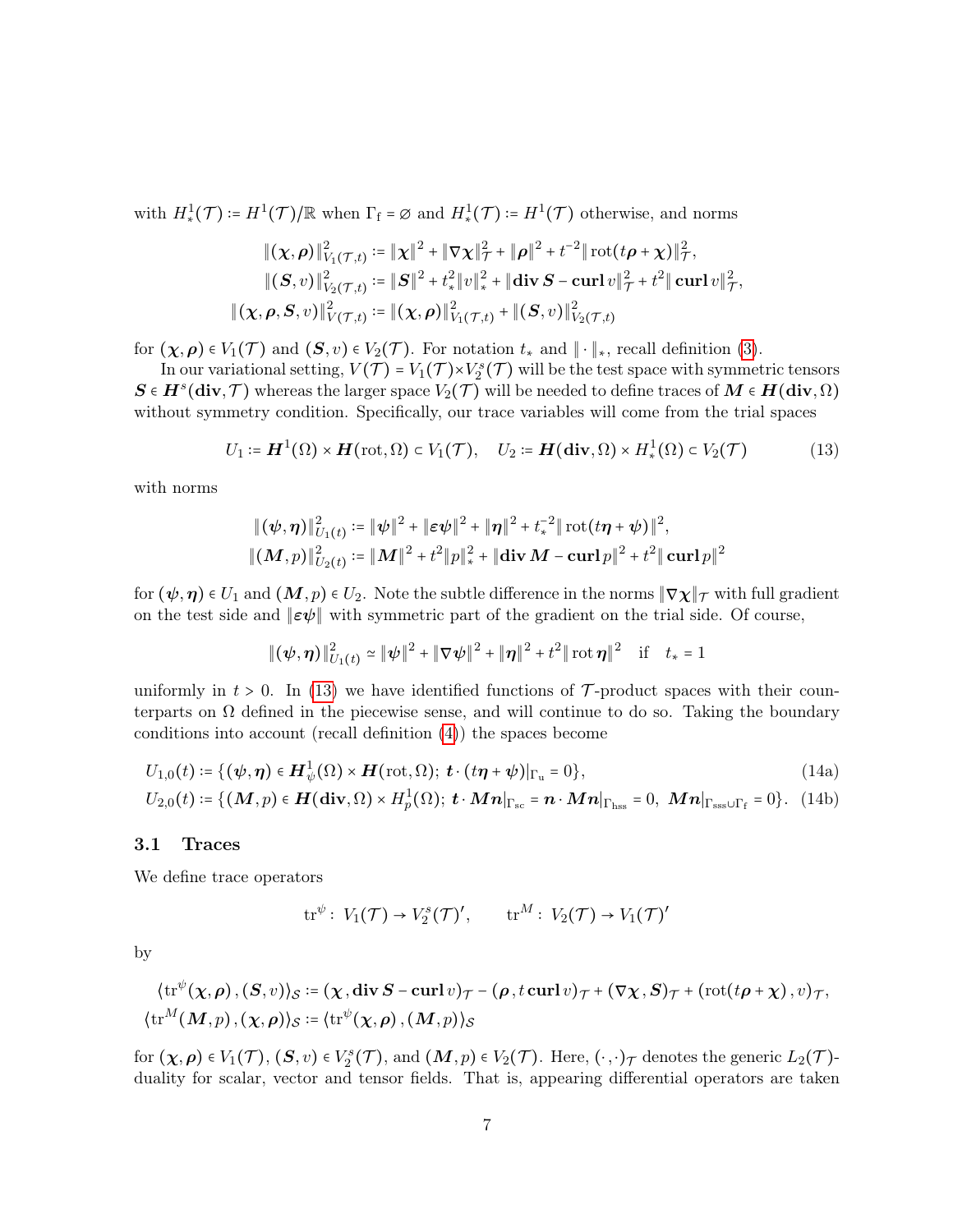with $H^1_*(\mathcal{T}) := H^1(\mathcal{T})/\mathbb{R}$ when $\Gamma_{\rm f} = \varnothing$ and $H^1_*(\mathcal{T}) := H^1(\mathcal{T})$ otherwise, and norms

$$
\begin{aligned}
\|(\boldsymbol{\chi},\boldsymbol{\rho})\|^2_{V_1(\mathcal{T},t)} &:= \|\boldsymbol{\chi}\|^2 + \|\nabla\boldsymbol{\chi}\|^2_{\mathcal{T}} + \|\boldsymbol{\rho}\|^2 + t^{-2}\|\operatorname{rot}(t\boldsymbol{\rho}+\boldsymbol{\chi})\|^2_{\mathcal{T}},\\
\|(\boldsymbol{S},v)\|^2_{V_2(\mathcal{T},t)} &:= \|\boldsymbol{S}\|^2 + t_*^2\|v\|^2_* + \|\operatorname{\mathbf{div}}\boldsymbol{S} - \operatorname{\mathbf{curl}} v\|^2_{\mathcal{T}} + t^2\|\operatorname{\mathbf{curl}} v\|^2_{\mathcal{T}},\\
\|(\boldsymbol{\chi},\boldsymbol{\rho},\boldsymbol{S},v)\|^2_{V(\mathcal{T},t)} &:= \|(\boldsymbol{\chi},\boldsymbol{\rho})\|^2_{V_1(\mathcal{T},t)} + \|(\boldsymbol{S},v)\|^2_{V_2(\mathcal{T},t)}
\end{aligned}
$$

for $(\boldsymbol{\chi},\boldsymbol{\rho}) \in V_1(\mathcal{T})$ and $(\boldsymbol{S},v)\in V_2(\mathcal{T})$. For notation $t_*$ and $\|\cdot\|_*$, recall definition (3).

In our variational setting, $V(\mathcal{T}) = V_1(\mathcal{T})\times V_2^s(\mathcal{T})$ will be the test space with symmetric tensors $\boldsymbol{S}\in \boldsymbol{H}^s(\operatorname{\mathbf{div}},\mathcal{T})$ whereas the larger space $V_2(\mathcal{T})$ will be needed to define traces of $\boldsymbol{M}\in\boldsymbol{H}(\operatorname{\mathbf{div}},\Omega)$ without symmetry condition. Specifically, our trace variables will come from the trial spaces

$$
U_1 := \boldsymbol{H}^1(\Omega)\times\boldsymbol{H}(\operatorname{rot},\Omega)\subset V_1(\mathcal{T}),\quad U_2 := \boldsymbol{H}(\operatorname{\mathbf{div}},\Omega)\times H^1_*(\Omega)\subset V_2(\mathcal{T}) \tag{13}
$$

with norms

$$
\begin{aligned}
\|(\boldsymbol{\psi},\boldsymbol{\eta})\|^2_{U_1(t)} &:= \|\boldsymbol{\psi}\|^2 + \|\boldsymbol{\varepsilon}\boldsymbol{\psi}\|^2 + \|\boldsymbol{\eta}\|^2 + t_*^{-2}\|\operatorname{rot}(t\boldsymbol{\eta}+\boldsymbol{\psi})\|^2,\\
\|(\boldsymbol{M},p)\|^2_{U_2(t)} &:= \|\boldsymbol{M}\|^2 + t^2\|p\|^2_* + \|\operatorname{\mathbf{div}}\boldsymbol{M} - \operatorname{\mathbf{curl}} p\|^2 + t^2\|\operatorname{\mathbf{curl}} p\|^2
\end{aligned}
$$

for $(\boldsymbol{\psi},\boldsymbol{\eta})\in U_1$ and $(\boldsymbol{M},p)\in U_2$. Note the subtle difference in the norms $\|\nabla\boldsymbol{\chi}\|_{\mathcal{T}}$ with full gradient on the test side and $\|\boldsymbol{\varepsilon}\boldsymbol{\psi}\|$ with symmetric part of the gradient on the trial side. Of course,

$$
\|(\boldsymbol{\psi},\boldsymbol{\eta})\|^2_{U_1(t)} \simeq \|\boldsymbol{\psi}\|^2 + \|\nabla\boldsymbol{\psi}\|^2 + \|\boldsymbol{\eta}\|^2 + t^2\|\operatorname{rot}\boldsymbol{\eta}\|^2 \quad\text{if}\quad t_* = 1
$$

uniformly in $t>0$. In (13) we have identified functions of $\mathcal{T}$-product spaces with their counterparts on $\Omega$ defined in the piecewise sense, and will continue to do so. Taking the boundary conditions into account (recall definition (4)) the spaces become

$$
U_{1,0}(t) := \{(\boldsymbol{\psi},\boldsymbol{\eta})\in\boldsymbol{H}^1_\psi(\Omega)\times\boldsymbol{H}(\operatorname{rot},\Omega);\ \boldsymbol{t}\cdot(t\boldsymbol{\eta}+\boldsymbol{\psi})|_{\Gamma_{\rm u}} = 0\}, \tag{14a}
$$

$$
U_{2,0}(t) := \{(\boldsymbol{M},p)\in\boldsymbol{H}(\operatorname{\mathbf{div}},\Omega)\times H^1_p(\Omega);\ \boldsymbol{t}\cdot\boldsymbol{M}\boldsymbol{n}|_{\Gamma_{\rm sc}} = \boldsymbol{n}\cdot\boldsymbol{M}\boldsymbol{n}|_{\Gamma_{\rm hss}} = 0,\ \boldsymbol{M}\boldsymbol{n}|_{\Gamma_{\rm sss}\cup\Gamma_{\rm f}} = 0\}. \tag{14b}
$$

### 3.1 Traces

We define trace operators

$$
\operatorname{tr}^\psi:\ V_1(\mathcal{T})\to V_2^s(\mathcal{T})',\qquad \operatorname{tr}^M:\ V_2(\mathcal{T})\to V_1(\mathcal{T})'
$$

by

$$
\begin{aligned}
\langle\operatorname{tr}^\psi(\boldsymbol{\chi},\boldsymbol{\rho}),(\boldsymbol{S},v)\rangle_{\mathcal{S}} &:= (\boldsymbol{\chi},\operatorname{\mathbf{div}}\boldsymbol{S}-\operatorname{\mathbf{curl}} v)_{\mathcal{T}} - (\boldsymbol{\rho},t\operatorname{\mathbf{curl}} v)_{\mathcal{T}} + (\nabla\boldsymbol{\chi},\boldsymbol{S})_{\mathcal{T}} + (\operatorname{rot}(t\boldsymbol{\rho}+\boldsymbol{\chi}),v)_{\mathcal{T}},\\
\langle\operatorname{tr}^M(\boldsymbol{M},p),(\boldsymbol{\chi},\boldsymbol{\rho})\rangle_{\mathcal{S}} &:= \langle\operatorname{tr}^\psi(\boldsymbol{\chi},\boldsymbol{\rho}),(\boldsymbol{M},p)\rangle_{\mathcal{S}}
\end{aligned}
$$

for $(\boldsymbol{\chi},\boldsymbol{\rho})\in V_1(\mathcal{T})$, $(\boldsymbol{S},v)\in V_2^s(\mathcal{T})$, and $(\boldsymbol{M},p)\in V_2(\mathcal{T})$. Here, $(\cdot,\cdot)_{\mathcal{T}}$ denotes the generic $L_2(\mathcal{T})$-duality for scalar, vector and tensor fields. That is, appearing differential operators are taken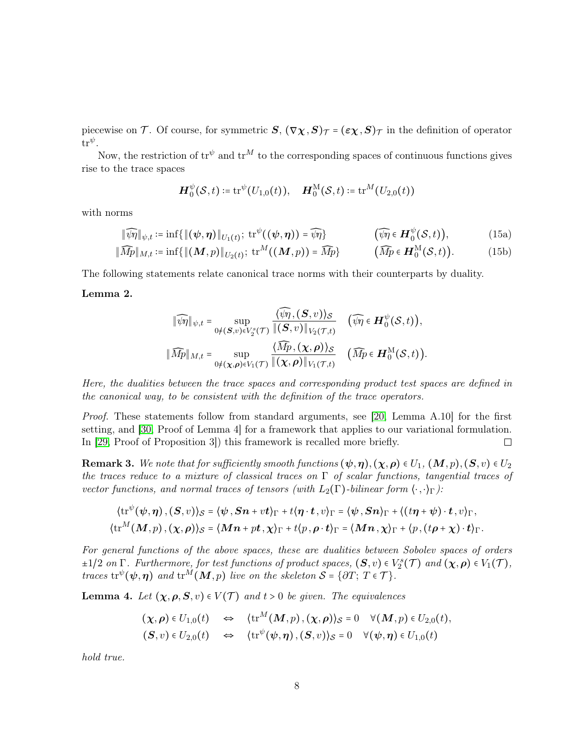piecewise on $\mathcal{T}$. Of course, for symmetric $\boldsymbol{S}$, $(\nabla\boldsymbol{\chi}\,,\boldsymbol{S})_{\mathcal{T}} = (\boldsymbol{\varepsilon\chi}\,,\boldsymbol{S})_{\mathcal{T}}$ in the definition of operator $\operatorname{tr}^{\psi}$.

Now, the restriction of $\operatorname{tr}^{\psi}$ and $\operatorname{tr}^{M}$ to the corresponding spaces of continuous functions gives rise to the trace spaces

$$\boldsymbol{H}_0^{\psi}(\mathcal{S},t) \coloneqq \operatorname{tr}^{\psi}(U_{1,0}(t)), \quad \boldsymbol{H}_0^{\mathrm{M}}(\mathcal{S},t) \coloneqq \operatorname{tr}^{M}(U_{2,0}(t))$$

with norms

$$\|\widehat{\psi\eta}\|_{\psi,t} \coloneqq \inf\{\|(\boldsymbol{\psi},\boldsymbol{\eta})\|_{U_1(t)};\ \operatorname{tr}^{\psi}((\boldsymbol{\psi},\boldsymbol{\eta})) = \widehat{\psi\eta}\} \qquad \big(\widehat{\psi\eta}\in \boldsymbol{H}_0^{\psi}(\mathcal{S},t)\big), \tag{15a}$$

$$\|\widehat{Mp}\|_{M,t} \coloneqq \inf\{\|(\boldsymbol{M},p)\|_{U_2(t)};\ \operatorname{tr}^{M}((\boldsymbol{M},p)) = \widehat{Mp}\} \qquad \big(\widehat{Mp}\in \boldsymbol{H}_0^{\mathrm{M}}(\mathcal{S},t)\big). \tag{15b}$$

The following statements relate canonical trace norms with their counterparts by duality.

**Lemma 2.**

$$\|\widehat{\psi\eta}\|_{\psi,t} = \sup_{0\neq(\boldsymbol{S},v)\in V_2^s(\mathcal{T})} \frac{\langle\widehat{\psi\eta}\,,(\boldsymbol{S},v)\rangle_{\mathcal{S}}}{\|(\boldsymbol{S},v)\|_{V_2(\mathcal{T},t)}} \quad \big(\widehat{\psi\eta}\in \boldsymbol{H}_0^{\psi}(\mathcal{S},t)\big),$$

$$\|\widehat{Mp}\|_{M,t} = \sup_{0\neq(\boldsymbol{\chi},\boldsymbol{\rho})\in V_1(\mathcal{T})} \frac{\langle\widehat{Mp}\,,(\boldsymbol{\chi},\boldsymbol{\rho})\rangle_{\mathcal{S}}}{\|(\boldsymbol{\chi},\boldsymbol{\rho})\|_{V_1(\mathcal{T},t)}} \quad \big(\widehat{Mp}\in \boldsymbol{H}_0^{\mathrm{M}}(\mathcal{S},t)\big).$$

*Here, the dualities between the trace spaces and corresponding product test spaces are defined in the canonical way, to be consistent with the definition of the trace operators.*

*Proof.* These statements follow from standard arguments, see [20, Lemma A.10] for the first setting, and [30, Proof of Lemma 4] for a framework that applies to our variational formulation. In [29, Proof of Proposition 3]) this framework is recalled more briefly. ∎

**Remark 3.** *We note that for sufficiently smooth functions $(\boldsymbol{\psi},\boldsymbol{\eta}),(\boldsymbol{\chi},\boldsymbol{\rho})\in U_1$, $(\boldsymbol{M},p),(\boldsymbol{S},v)\in U_2$ the traces reduce to a mixture of classical traces on $\Gamma$ of scalar functions, tangential traces of vector functions, and normal traces of tensors (with $L_2(\Gamma)$-bilinear form $\langle\cdot,\cdot\rangle_\Gamma$):*

$$\langle\operatorname{tr}^{\psi}(\boldsymbol{\psi},\boldsymbol{\eta})\,,(\boldsymbol{S},v)\rangle_{\mathcal{S}} = \langle\boldsymbol{\psi}\,,\boldsymbol{Sn}+v\boldsymbol{t}\rangle_\Gamma + t\langle\boldsymbol{\eta}\cdot\boldsymbol{t}\,,v\rangle_\Gamma = \langle\boldsymbol{\psi}\,,\boldsymbol{Sn}\rangle_\Gamma + \langle(t\boldsymbol{\eta}+\boldsymbol{\psi})\cdot\boldsymbol{t}\,,v\rangle_\Gamma,$$

$$\langle\operatorname{tr}^{M}(\boldsymbol{M},p)\,,(\boldsymbol{\chi},\boldsymbol{\rho})\rangle_{\mathcal{S}} = \langle\boldsymbol{Mn}+p\boldsymbol{t}\,,\boldsymbol{\chi}\rangle_\Gamma + t\langle p\,,\boldsymbol{\rho}\cdot\boldsymbol{t}\rangle_\Gamma = \langle\boldsymbol{Mn}\,,\boldsymbol{\chi}\rangle_\Gamma + \langle p\,,(t\boldsymbol{\rho}+\boldsymbol{\chi})\cdot\boldsymbol{t}\rangle_\Gamma.$$

*For general functions of the above spaces, these are dualities between Sobolev spaces of orders $\pm 1/2$ on $\Gamma$. Furthermore, for test functions of product spaces, $(\boldsymbol{S},v)\in V_2^s(\mathcal{T})$ and $(\boldsymbol{\chi},\boldsymbol{\rho})\in V_1(\mathcal{T})$, traces $\operatorname{tr}^{\psi}(\boldsymbol{\psi},\boldsymbol{\eta})$ and $\operatorname{tr}^{M}(\boldsymbol{M},p)$ live on the skeleton $\mathcal{S} = \{\partial T;\ T\in\mathcal{T}\}$.*

**Lemma 4.** *Let $(\boldsymbol{\chi},\boldsymbol{\rho},\boldsymbol{S},v)\in V(\mathcal{T})$ and $t>0$ be given. The equivalences*

$$(\boldsymbol{\chi},\boldsymbol{\rho})\in U_{1,0}(t) \quad\Leftrightarrow\quad \langle\operatorname{tr}^{M}(\boldsymbol{M},p)\,,(\boldsymbol{\chi},\boldsymbol{\rho})\rangle_{\mathcal{S}} = 0 \quad \forall(\boldsymbol{M},p)\in U_{2,0}(t),$$

$$(\boldsymbol{S},v)\in U_{2,0}(t) \quad\Leftrightarrow\quad \langle\operatorname{tr}^{\psi}(\boldsymbol{\psi},\boldsymbol{\eta})\,,(\boldsymbol{S},v)\rangle_{\mathcal{S}} = 0 \quad \forall(\boldsymbol{\psi},\boldsymbol{\eta})\in U_{1,0}(t)$$

*hold true.*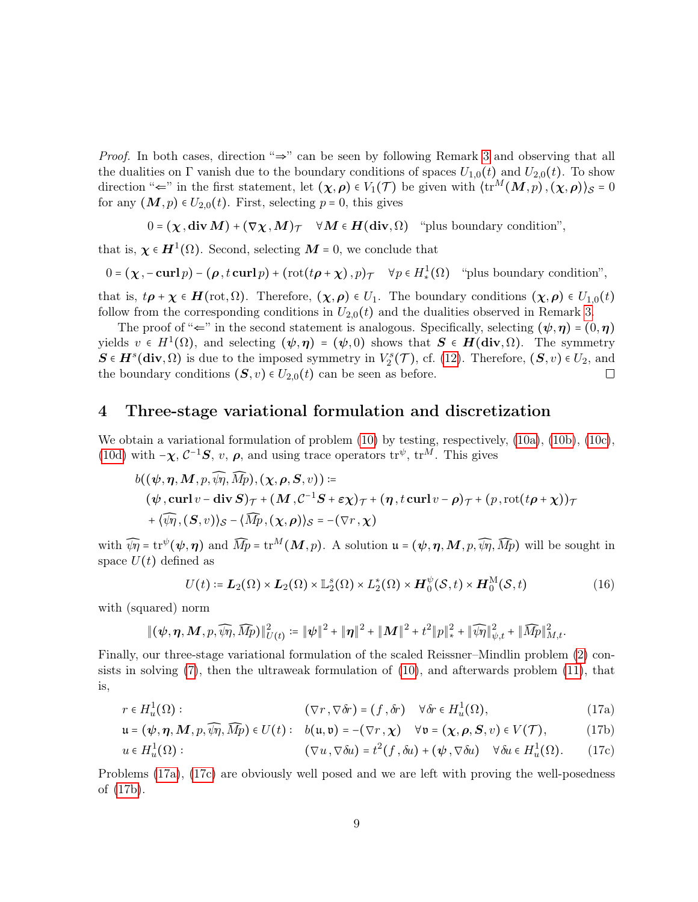*Proof.* In both cases, direction "⇒" can be seen by following Remark 3 and observing that all the dualities on $\Gamma$ vanish due to the boundary conditions of spaces $U_{1,0}(t)$ and $U_{2,0}(t)$. To show direction "⇐" in the first statement, let $(\boldsymbol{\chi},\boldsymbol{\rho}) \in V_1(\mathcal{T})$ be given with $\langle \mathrm{tr}^M(\boldsymbol{M},p)\,,(\boldsymbol{\chi},\boldsymbol{\rho})\rangle_{\mathcal{S}} = 0$ for any $(\boldsymbol{M},p) \in U_{2,0}(t)$. First, selecting $p = 0$, this gives

$$0 = (\boldsymbol{\chi}\,,\mathbf{div}\,\boldsymbol{M}) + (\nabla\boldsymbol{\chi}\,,\boldsymbol{M})_{\mathcal{T}} \quad \forall \boldsymbol{M} \in \boldsymbol{H}(\mathbf{div},\Omega) \quad \text{“plus boundary condition”},$$

that is, $\boldsymbol{\chi} \in \boldsymbol{H}^1(\Omega)$. Second, selecting $\boldsymbol{M} = 0$, we conclude that

$$0 = (\boldsymbol{\chi}\,,-\mathbf{curl}\,p) - (\boldsymbol{\rho}\,,t\,\mathbf{curl}\,p) + (\mathrm{rot}(t\boldsymbol{\rho}+\boldsymbol{\chi})\,,p)_{\mathcal{T}} \quad \forall p \in H^1_*(\Omega) \quad \text{“plus boundary condition”},$$

that is, $t\boldsymbol{\rho}+\boldsymbol{\chi} \in \boldsymbol{H}(\mathrm{rot},\Omega)$. Therefore, $(\boldsymbol{\chi},\boldsymbol{\rho}) \in U_1$. The boundary conditions $(\boldsymbol{\chi},\boldsymbol{\rho}) \in U_{1,0}(t)$ follow from the corresponding conditions in $U_{2,0}(t)$ and the dualities observed in Remark 3.

The proof of "⇐" in the second statement is analogous. Specifically, selecting $(\boldsymbol{\psi},\boldsymbol{\eta}) = (0,\boldsymbol{\eta})$ yields $v \in H^1(\Omega)$, and selecting $(\boldsymbol{\psi},\boldsymbol{\eta}) = (\boldsymbol{\psi},0)$ shows that $\boldsymbol{S} \in \boldsymbol{H}(\mathbf{div},\Omega)$. The symmetry $\boldsymbol{S} \in \boldsymbol{H}^s(\mathbf{div},\Omega)$ is due to the imposed symmetry in $V_2^s(\mathcal{T})$, cf. (12). Therefore, $(\boldsymbol{S},v) \in U_2$, and the boundary conditions $(\boldsymbol{S},v) \in U_{2,0}(t)$ can be seen as before. ◻

## 4 Three-stage variational formulation and discretization

We obtain a variational formulation of problem (10) by testing, respectively, (10a), (10b), (10c), (10d) with $-\boldsymbol{\chi}$, $\mathcal{C}^{-1}\boldsymbol{S}$, $v$, $\boldsymbol{\rho}$, and using trace operators $\mathrm{tr}^{\psi}$, $\mathrm{tr}^M$. This gives

$$\begin{aligned}
&b((\boldsymbol{\psi},\boldsymbol{\eta},\boldsymbol{M},p,\widehat{\psi\eta},\widehat{Mp}),(\boldsymbol{\chi},\boldsymbol{\rho},\boldsymbol{S},v)) :=\\
&\quad(\boldsymbol{\psi}\,,\mathbf{curl}\,v - \mathbf{div}\,\boldsymbol{S})_{\mathcal{T}} + (\boldsymbol{M}\,,\mathcal{C}^{-1}\boldsymbol{S} + \boldsymbol{\varepsilon\chi})_{\mathcal{T}} + (\boldsymbol{\eta}\,,t\,\mathbf{curl}\,v - \boldsymbol{\rho})_{\mathcal{T}} + (p\,,\mathrm{rot}(t\boldsymbol{\rho}+\boldsymbol{\chi}))_{\mathcal{T}}\\
&\quad + \langle\widehat{\psi\eta}\,,(\boldsymbol{S},v)\rangle_{\mathcal{S}} - \langle\widehat{Mp}\,,(\boldsymbol{\chi},\boldsymbol{\rho})\rangle_{\mathcal{S}} = -(\nabla r\,,\boldsymbol{\chi})
\end{aligned}$$

with $\widehat{\psi\eta} = \mathrm{tr}^{\psi}(\boldsymbol{\psi},\boldsymbol{\eta})$ and $\widehat{Mp} = \mathrm{tr}^M(\boldsymbol{M},p)$. A solution $\mathfrak{u} = (\boldsymbol{\psi},\boldsymbol{\eta},\boldsymbol{M},p,\widehat{\psi\eta},\widehat{Mp})$ will be sought in space $U(t)$ defined as

$$U(t) := \boldsymbol{L}_2(\Omega) \times \boldsymbol{L}_2(\Omega) \times \mathbb{L}_2^s(\Omega) \times L_2^*(\Omega) \times \boldsymbol{H}_0^{\psi}(\mathcal{S},t) \times \boldsymbol{H}_0^{\mathrm{M}}(\mathcal{S},t) \tag{16}$$

with (squared) norm

$$\|(\boldsymbol{\psi},\boldsymbol{\eta},\boldsymbol{M},p,\widehat{\psi\eta},\widehat{Mp})\|_{U(t)}^2 := \|\boldsymbol{\psi}\|^2 + \|\boldsymbol{\eta}\|^2 + \|\boldsymbol{M}\|^2 + t^2\|p\|_*^2 + \|\widehat{\psi\eta}\|_{\psi,t}^2 + \|\widehat{Mp}\|_{M,t}^2.$$

Finally, our three-stage variational formulation of the scaled Reissner–Mindlin problem (2) consists in solving (7), then the ultraweak formulation of (10), and afterwards problem (11), that is,

$$r \in H^1_u(\Omega): \qquad (\nabla r\,,\nabla\delta r) = (f\,,\delta r) \quad \forall \delta r \in H^1_u(\Omega), \tag{17a}$$

$$\mathfrak{u} = (\boldsymbol{\psi},\boldsymbol{\eta},\boldsymbol{M},p,\widehat{\psi\eta},\widehat{Mp}) \in U(t): \quad b(\mathfrak{u},\mathfrak{v}) = -(\nabla r\,,\boldsymbol{\chi}) \quad \forall \mathfrak{v} = (\boldsymbol{\chi},\boldsymbol{\rho},\boldsymbol{S},v) \in V(\mathcal{T}), \tag{17b}$$

$$u \in H^1_u(\Omega): \qquad (\nabla u\,,\nabla\delta u) = t^2(f\,,\delta u) + (\boldsymbol{\psi}\,,\nabla\delta u) \quad \forall \delta u \in H^1_u(\Omega). \tag{17c}$$

Problems (17a), (17c) are obviously well posed and we are left with proving the well-posedness of (17b).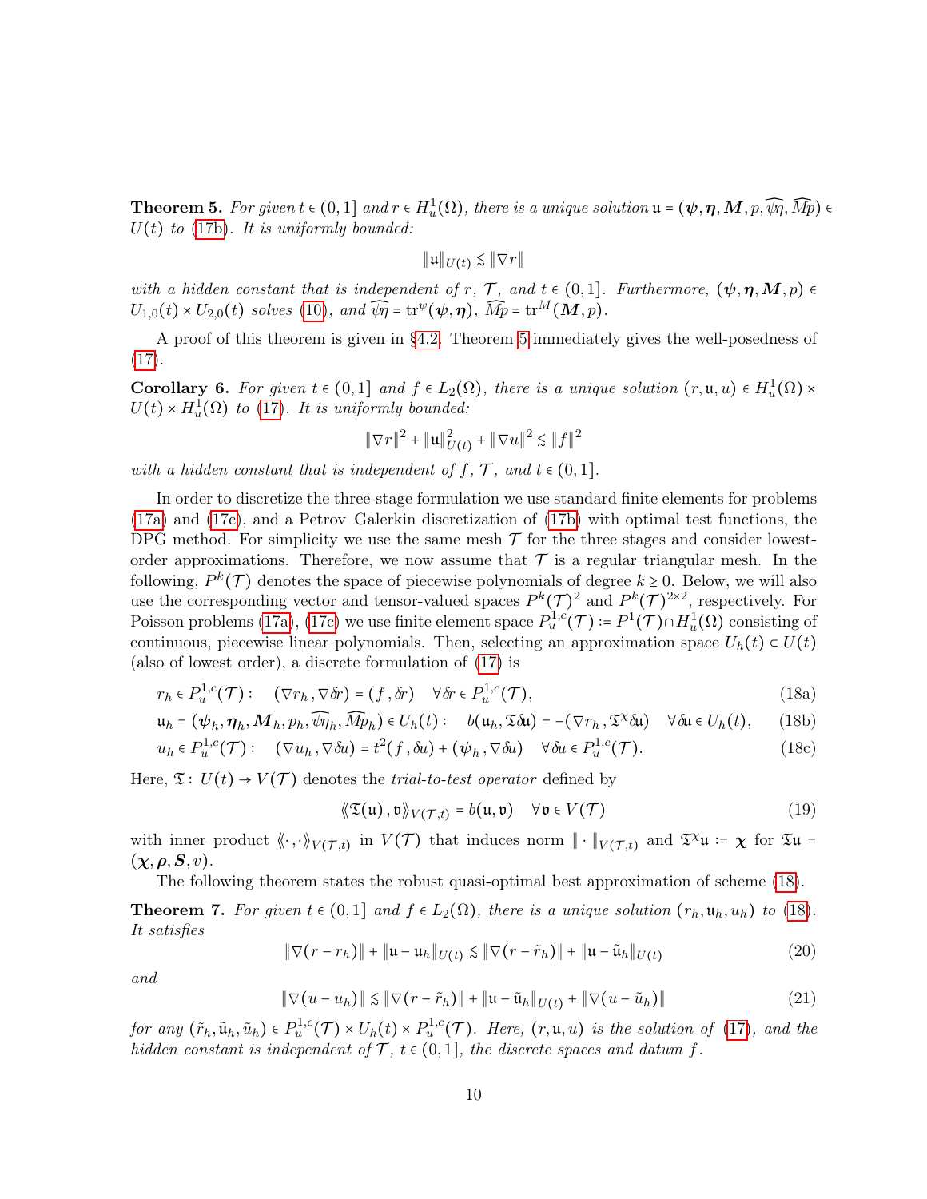**Theorem 5.** *For given $t \in (0,1]$ and $r \in H^1_u(\Omega)$, there is a unique solution $\mathfrak{u} = (\boldsymbol{\psi}, \boldsymbol{\eta}, \boldsymbol{M}, p, \widehat{\psi\eta}, \widehat{Mp}) \in U(t)$ to (17b). It is uniformly bounded:*

$$\|\mathfrak{u}\|_{U(t)} \lesssim \|\nabla r\|$$

*with a hidden constant that is independent of $r$, $\mathcal{T}$, and $t \in (0,1]$. Furthermore, $(\boldsymbol{\psi}, \boldsymbol{\eta}, \boldsymbol{M}, p) \in U_{1,0}(t) \times U_{2,0}(t)$ solves (10), and $\widehat{\psi\eta} = \operatorname{tr}^{\psi}(\boldsymbol{\psi}, \boldsymbol{\eta})$, $\widehat{Mp} = \operatorname{tr}^{M}(\boldsymbol{M}, p)$.*

A proof of this theorem is given in §4.2. Theorem 5 immediately gives the well-posedness of (17).

**Corollary 6.** *For given $t \in (0,1]$ and $f \in L_2(\Omega)$, there is a unique solution $(r, \mathfrak{u}, u) \in H^1_u(\Omega) \times U(t) \times H^1_u(\Omega)$ to (17). It is uniformly bounded:*

$$\|\nabla r\|^2 + \|\mathfrak{u}\|^2_{U(t)} + \|\nabla u\|^2 \lesssim \|f\|^2$$

*with a hidden constant that is independent of $f$, $\mathcal{T}$, and $t \in (0,1]$.*

In order to discretize the three-stage formulation we use standard finite elements for problems (17a) and (17c), and a Petrov–Galerkin discretization of (17b) with optimal test functions, the DPG method. For simplicity we use the same mesh $\mathcal{T}$ for the three stages and consider lowest-order approximations. Therefore, we now assume that $\mathcal{T}$ is a regular triangular mesh. In the following, $P^k(\mathcal{T})$ denotes the space of piecewise polynomials of degree $k \ge 0$. Below, we will also use the corresponding vector and tensor-valued spaces $P^k(\mathcal{T})^2$ and $P^k(\mathcal{T})^{2\times 2}$, respectively. For Poisson problems (17a), (17c) we use finite element space $P^{1,c}_u(\mathcal{T}) := P^1(\mathcal{T}) \cap H^1_u(\Omega)$ consisting of continuous, piecewise linear polynomials. Then, selecting an approximation space $U_h(t) \subset U(t)$ (also of lowest order), a discrete formulation of (17) is

$$r_h \in P^{1,c}_u(\mathcal{T}): \quad (\nabla r_h, \nabla \delta r) = (f, \delta r) \quad \forall \delta r \in P^{1,c}_u(\mathcal{T}), \tag{18a}$$

$$\mathfrak{u}_h = (\boldsymbol{\psi}_h, \boldsymbol{\eta}_h, \boldsymbol{M}_h, p_h, \widehat{\psi\eta}_h, \widehat{Mp}_h) \in U_h(t): \quad b(\mathfrak{u}_h, \mathfrak{T}\delta\mathfrak{u}) = -(\nabla r_h, \mathfrak{T}^{\chi}\delta\mathfrak{u}) \quad \forall \delta\mathfrak{u} \in U_h(t), \tag{18b}$$

$$u_h \in P^{1,c}_u(\mathcal{T}): \quad (\nabla u_h, \nabla \delta u) = t^2(f, \delta u) + (\boldsymbol{\psi}_h, \nabla \delta u) \quad \forall \delta u \in P^{1,c}_u(\mathcal{T}). \tag{18c}$$

Here, $\mathfrak{T}: U(t) \to V(\mathcal{T})$ denotes the *trial-to-test operator* defined by

$$\langle\!\langle \mathfrak{T}(\mathfrak{u}), \mathfrak{v} \rangle\!\rangle_{V(\mathcal{T},t)} = b(\mathfrak{u}, \mathfrak{v}) \quad \forall \mathfrak{v} \in V(\mathcal{T}) \tag{19}$$

with inner product $\langle\!\langle \cdot, \cdot \rangle\!\rangle_{V(\mathcal{T},t)}$ in $V(\mathcal{T})$ that induces norm $\|\cdot\|_{V(\mathcal{T},t)}$ and $\mathfrak{T}^{\chi}\mathfrak{u} := \boldsymbol{\chi}$ for $\mathfrak{T}\mathfrak{u} = (\boldsymbol{\chi}, \boldsymbol{\rho}, \boldsymbol{S}, v)$.

The following theorem states the robust quasi-optimal best approximation of scheme (18).

**Theorem 7.** *For given $t \in (0,1]$ and $f \in L_2(\Omega)$, there is a unique solution $(r_h, \mathfrak{u}_h, u_h)$ to (18). It satisfies*

$$\|\nabla(r - r_h)\| + \|\mathfrak{u} - \mathfrak{u}_h\|_{U(t)} \lesssim \|\nabla(r - \tilde{r}_h)\| + \|\mathfrak{u} - \tilde{\mathfrak{u}}_h\|_{U(t)} \tag{20}$$

*and*

$$\|\nabla(u - u_h)\| \lesssim \|\nabla(r - \tilde{r}_h)\| + \|\mathfrak{u} - \tilde{\mathfrak{u}}_h\|_{U(t)} + \|\nabla(u - \tilde{u}_h)\| \tag{21}$$

*for any $(\tilde{r}_h, \tilde{\mathfrak{u}}_h, \tilde{u}_h) \in P^{1,c}_u(\mathcal{T}) \times U_h(t) \times P^{1,c}_u(\mathcal{T})$. Here, $(r, \mathfrak{u}, u)$ is the solution of (17), and the hidden constant is independent of $\mathcal{T}$, $t \in (0,1]$, the discrete spaces and datum $f$.*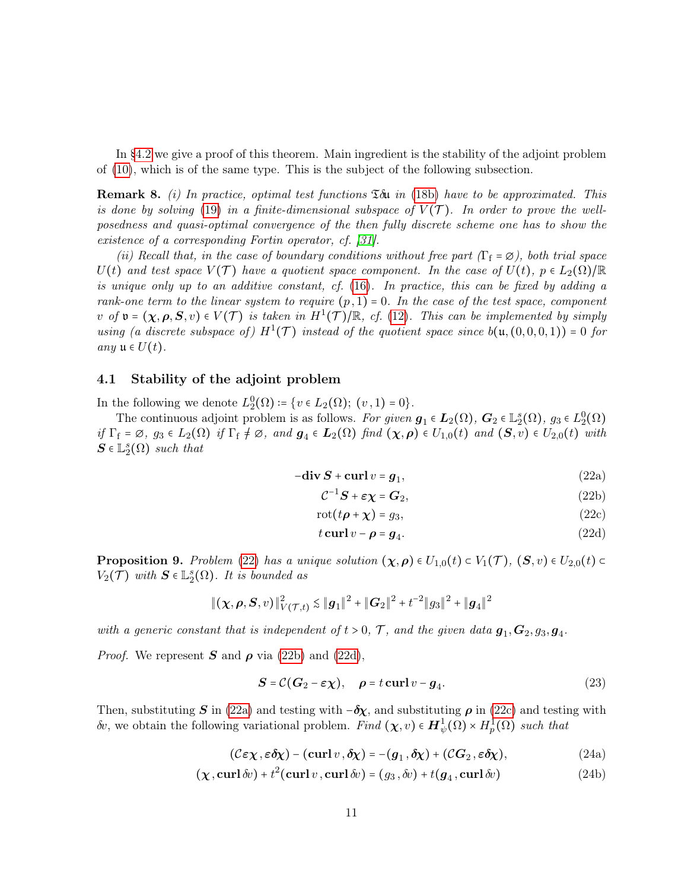In §4.2 we give a proof of this theorem. Main ingredient is the stability of the adjoint problem of (10), which is of the same type. This is the subject of the following subsection.

**Remark 8.** *(i) In practice, optimal test functions $\mathfrak{T}\delta\mathfrak{u}$ in (18b) have to be approximated. This is done by solving (19) in a finite-dimensional subspace of $V(\mathcal{T})$. In order to prove the well-posedness and quasi-optimal convergence of the then fully discrete scheme one has to show the existence of a corresponding Fortin operator, cf. [31].*

*(ii) Recall that, in the case of boundary conditions without free part ($\Gamma_\mathrm{f} = \varnothing$), both trial space $U(t)$ and test space $V(\mathcal{T})$ have a quotient space component. In the case of $U(t)$, $p \in L_2(\Omega)/\mathbb{R}$ is unique only up to an additive constant, cf. (16). In practice, this can be fixed by adding a rank-one term to the linear system to require $(p, 1) = 0$. In the case of the test space, component $v$ of $\mathfrak{v} = (\boldsymbol{\chi}, \boldsymbol{\rho}, \boldsymbol{S}, v) \in V(\mathcal{T})$ is taken in $H^1(\mathcal{T})/\mathbb{R}$, cf. (12). This can be implemented by simply using (a discrete subspace of) $H^1(\mathcal{T})$ instead of the quotient space since $b(\mathfrak{u}, (0,0,0,1)) = 0$ for any $\mathfrak{u} \in U(t)$.*

### 4.1 Stability of the adjoint problem

In the following we denote $L_2^0(\Omega) := \{v \in L_2(\Omega);\ (v, 1) = 0\}$.

The continuous adjoint problem is as follows. *For given $\boldsymbol{g}_1 \in \boldsymbol{L}_2(\Omega)$, $\boldsymbol{G}_2 \in \mathbb{L}_2^s(\Omega)$, $g_3 \in L_2^0(\Omega)$ if $\Gamma_\mathrm{f} = \varnothing$, $g_3 \in L_2(\Omega)$ if $\Gamma_\mathrm{f} \neq \varnothing$, and $\boldsymbol{g}_4 \in \boldsymbol{L}_2(\Omega)$ find $(\boldsymbol{\chi}, \boldsymbol{\rho}) \in U_{1,0}(t)$ and $(\boldsymbol{S}, v) \in U_{2,0}(t)$ with $\boldsymbol{S} \in \mathbb{L}_2^s(\Omega)$ such that*

$$-\mathbf{div}\, \boldsymbol{S} + \mathbf{curl}\, v = \boldsymbol{g}_1, \tag{22a}$$

$$\mathcal{C}^{-1}\boldsymbol{S} + \varepsilon\boldsymbol{\chi} = \boldsymbol{G}_2, \tag{22b}$$

$$\mathrm{rot}(t\boldsymbol{\rho} + \boldsymbol{\chi}) = g_3, \tag{22c}$$

$$t\,\mathbf{curl}\, v - \boldsymbol{\rho} = \boldsymbol{g}_4. \tag{22d}$$

**Proposition 9.** *Problem (22) has a unique solution $(\boldsymbol{\chi}, \boldsymbol{\rho}) \in U_{1,0}(t) \subset V_1(\mathcal{T})$, $(\boldsymbol{S}, v) \in U_{2,0}(t) \subset V_2(\mathcal{T})$ with $\boldsymbol{S} \in \mathbb{L}_2^s(\Omega)$. It is bounded as*

$$\|(\boldsymbol{\chi}, \boldsymbol{\rho}, \boldsymbol{S}, v)\|_{V(\mathcal{T},t)}^2 \lesssim \|\boldsymbol{g}_1\|^2 + \|\boldsymbol{G}_2\|^2 + t^{-2}\|g_3\|^2 + \|\boldsymbol{g}_4\|^2$$

*with a generic constant that is independent of $t > 0$, $\mathcal{T}$, and the given data $\boldsymbol{g}_1, \boldsymbol{G}_2, g_3, \boldsymbol{g}_4$.*

*Proof.* We represent $\boldsymbol{S}$ and $\boldsymbol{\rho}$ via (22b) and (22d),

$$\boldsymbol{S} = \mathcal{C}(\boldsymbol{G}_2 - \varepsilon\boldsymbol{\chi}), \quad \boldsymbol{\rho} = t\,\mathbf{curl}\, v - \boldsymbol{g}_4. \tag{23}$$

Then, substituting $\boldsymbol{S}$ in (22a) and testing with $-\boldsymbol{\delta\chi}$, and substituting $\boldsymbol{\rho}$ in (22c) and testing with $\delta v$, we obtain the following variational problem. *Find $(\boldsymbol{\chi}, v) \in \boldsymbol{H}_\psi^1(\Omega) \times H_p^1(\Omega)$ such that*

$$(\mathcal{C}\varepsilon\boldsymbol{\chi}, \varepsilon\boldsymbol{\delta\chi}) - (\mathbf{curl}\, v, \boldsymbol{\delta\chi}) = -(\boldsymbol{g}_1, \boldsymbol{\delta\chi}) + (\mathcal{C}\boldsymbol{G}_2, \varepsilon\boldsymbol{\delta\chi}), \tag{24a}$$

$$(\boldsymbol{\chi}, \mathbf{curl}\,\delta v) + t^2(\mathbf{curl}\, v, \mathbf{curl}\,\delta v) = (g_3, \delta v) + t(\boldsymbol{g}_4, \mathbf{curl}\,\delta v) \tag{24b}$$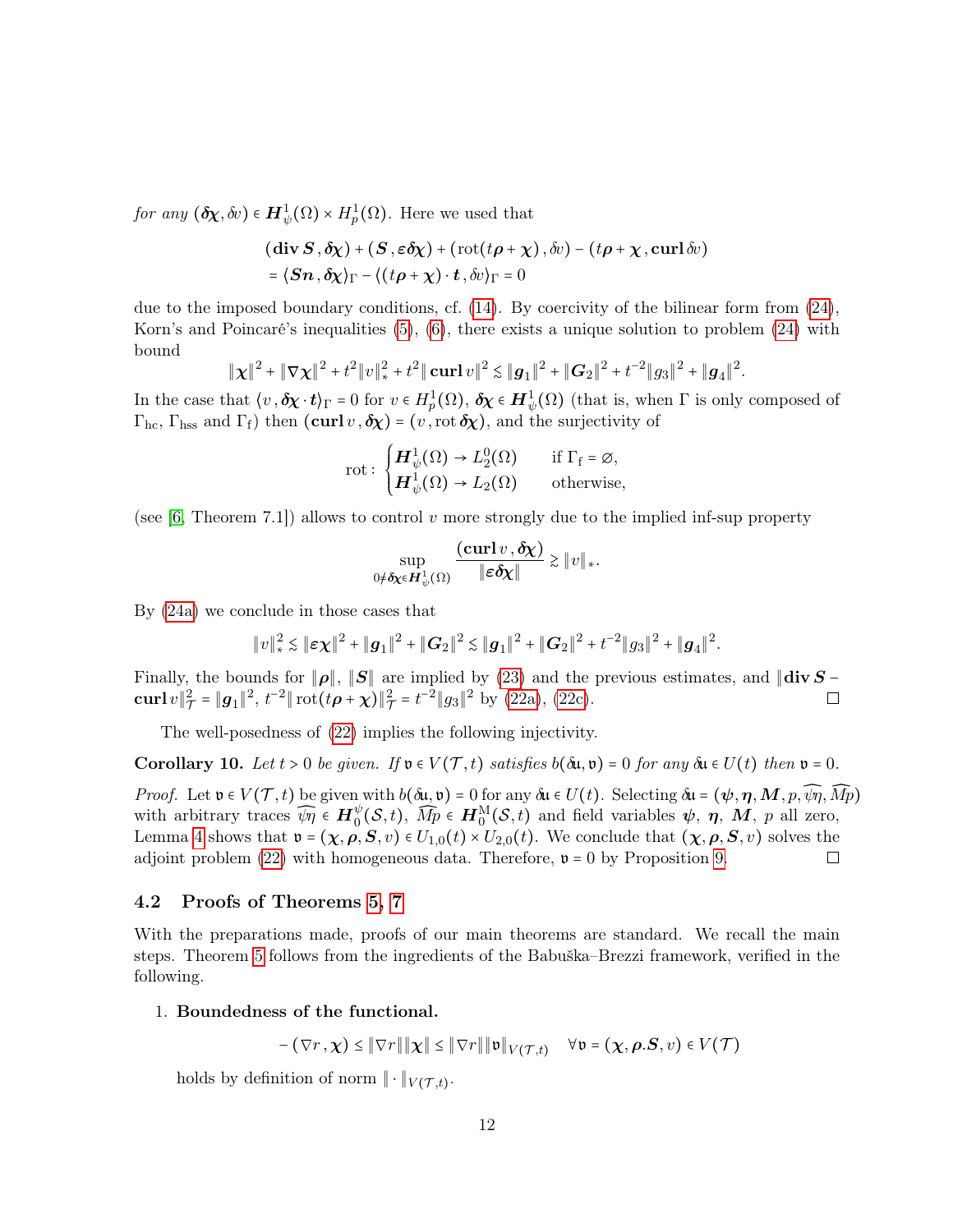*for any* $(\boldsymbol{\delta\chi}, \delta v) \in \boldsymbol{H}^1_\psi(\Omega) \times H^1_p(\Omega)$. Here we used that

$$(\mathbf{div}\, \boldsymbol{S}\,, \boldsymbol{\delta\chi}) + (\boldsymbol{S}\,, \boldsymbol{\varepsilon\delta\chi}) + (\mathrm{rot}(t\boldsymbol{\rho} + \boldsymbol{\chi})\,, \delta v) - (t\boldsymbol{\rho} + \boldsymbol{\chi}\,, \mathbf{curl}\, \delta v)$$
$$= \langle \boldsymbol{S}\boldsymbol{n}\,, \boldsymbol{\delta\chi}\rangle_\Gamma - \langle (t\boldsymbol{\rho} + \boldsymbol{\chi}) \cdot \boldsymbol{t}\,, \delta v\rangle_\Gamma = 0$$

due to the imposed boundary conditions, cf. (14). By coercivity of the bilinear form from (24), Korn's and Poincaré's inequalities (5), (6), there exists a unique solution to problem (24) with bound

$$\|\boldsymbol{\chi}\|^2 + \|\nabla\boldsymbol{\chi}\|^2 + t^2\|v\|_*^2 + t^2\|\,\mathbf{curl}\, v\|^2 \lesssim \|\boldsymbol{g}_1\|^2 + \|\boldsymbol{G}_2\|^2 + t^{-2}\|g_3\|^2 + \|\boldsymbol{g}_4\|^2.$$

In the case that $\langle v\,, \boldsymbol{\delta\chi} \cdot \boldsymbol{t}\rangle_\Gamma = 0$ for $v \in H^1_p(\Omega)$, $\boldsymbol{\delta\chi} \in \boldsymbol{H}^1_\psi(\Omega)$ (that is, when $\Gamma$ is only composed of $\Gamma_{\mathrm{hc}}$, $\Gamma_{\mathrm{hss}}$ and $\Gamma_{\mathrm{f}}$) then $(\mathbf{curl}\, v\,, \boldsymbol{\delta\chi}) = (v\,, \mathrm{rot}\, \boldsymbol{\delta\chi})$, and the surjectivity of

$$\mathrm{rot} : \begin{cases} \boldsymbol{H}^1_\psi(\Omega) \to L^0_2(\Omega) & \text{if } \Gamma_{\mathrm{f}} = \varnothing, \\ \boldsymbol{H}^1_\psi(\Omega) \to L_2(\Omega) & \text{otherwise,} \end{cases}$$

(see [6, Theorem 7.1]) allows to control $v$ more strongly due to the implied inf-sup property

$$\sup_{0 \neq \boldsymbol{\delta\chi} \in \boldsymbol{H}^1_\psi(\Omega)} \frac{(\mathbf{curl}\, v\,, \boldsymbol{\delta\chi})}{\|\boldsymbol{\varepsilon\delta\chi}\|} \gtrsim \|v\|_*.$$

By (24a) we conclude in those cases that

$$\|v\|_*^2 \lesssim \|\boldsymbol{\varepsilon\chi}\|^2 + \|\boldsymbol{g}_1\|^2 + \|\boldsymbol{G}_2\|^2 \lesssim \|\boldsymbol{g}_1\|^2 + \|\boldsymbol{G}_2\|^2 + t^{-2}\|g_3\|^2 + \|\boldsymbol{g}_4\|^2.$$

Finally, the bounds for $\|\boldsymbol{\rho}\|$, $\|\boldsymbol{S}\|$ are implied by (23) and the previous estimates, and $\|\mathbf{div}\, \boldsymbol{S} - \mathbf{curl}\, v\|_{\mathcal{T}}^2 = \|\boldsymbol{g}_1\|^2$, $t^{-2}\|\,\mathrm{rot}(t\boldsymbol{\rho} + \boldsymbol{\chi})\|_{\mathcal{T}}^2 = t^{-2}\|g_3\|^2$ by (22a), (22c). $\square$

The well-posedness of (22) implies the following injectivity.

**Corollary 10.** *Let $t > 0$ be given. If $\mathfrak{v} \in V(\mathcal{T}, t)$ satisfies $b(\delta\mathfrak{u}, \mathfrak{v}) = 0$ for any $\delta\mathfrak{u} \in U(t)$ then $\mathfrak{v} = 0$.*

*Proof.* Let $\mathfrak{v} \in V(\mathcal{T}, t)$ be given with $b(\delta\mathfrak{u}, \mathfrak{v}) = 0$ for any $\delta\mathfrak{u} \in U(t)$. Selecting $\delta\mathfrak{u} = (\boldsymbol{\psi}, \boldsymbol{\eta}, \boldsymbol{M}, p, \widehat{\psi\eta}, \widehat{Mp})$ with arbitrary traces $\widehat{\psi\eta} \in \boldsymbol{H}^\psi_0(\mathcal{S}, t)$, $\widehat{Mp} \in \boldsymbol{H}^{\mathrm{M}}_0(\mathcal{S}, t)$ and field variables $\boldsymbol{\psi}$, $\boldsymbol{\eta}$, $\boldsymbol{M}$, $p$ all zero, Lemma 4 shows that $\mathfrak{v} = (\boldsymbol{\chi}, \boldsymbol{\rho}, \boldsymbol{S}, v) \in U_{1,0}(t) \times U_{2,0}(t)$. We conclude that $(\boldsymbol{\chi}, \boldsymbol{\rho}, \boldsymbol{S}, v)$ solves the adjoint problem (22) with homogeneous data. Therefore, $\mathfrak{v} = 0$ by Proposition 9. $\square$

### 4.2 Proofs of Theorems 5, 7

With the preparations made, proofs of our main theorems are standard. We recall the main steps. Theorem 5 follows from the ingredients of the Babuška–Brezzi framework, verified in the following.

1. **Boundedness of the functional.**

$$-(\nabla r\,, \boldsymbol{\chi}) \le \|\nabla r\|\|\boldsymbol{\chi}\| \le \|\nabla r\|\|\mathfrak{v}\|_{V(\mathcal{T},t)} \quad \forall \mathfrak{v} = (\boldsymbol{\chi}, \boldsymbol{\rho}.\boldsymbol{S}, v) \in V(\mathcal{T})$$

   holds by definition of norm $\|\cdot\|_{V(\mathcal{T},t)}$.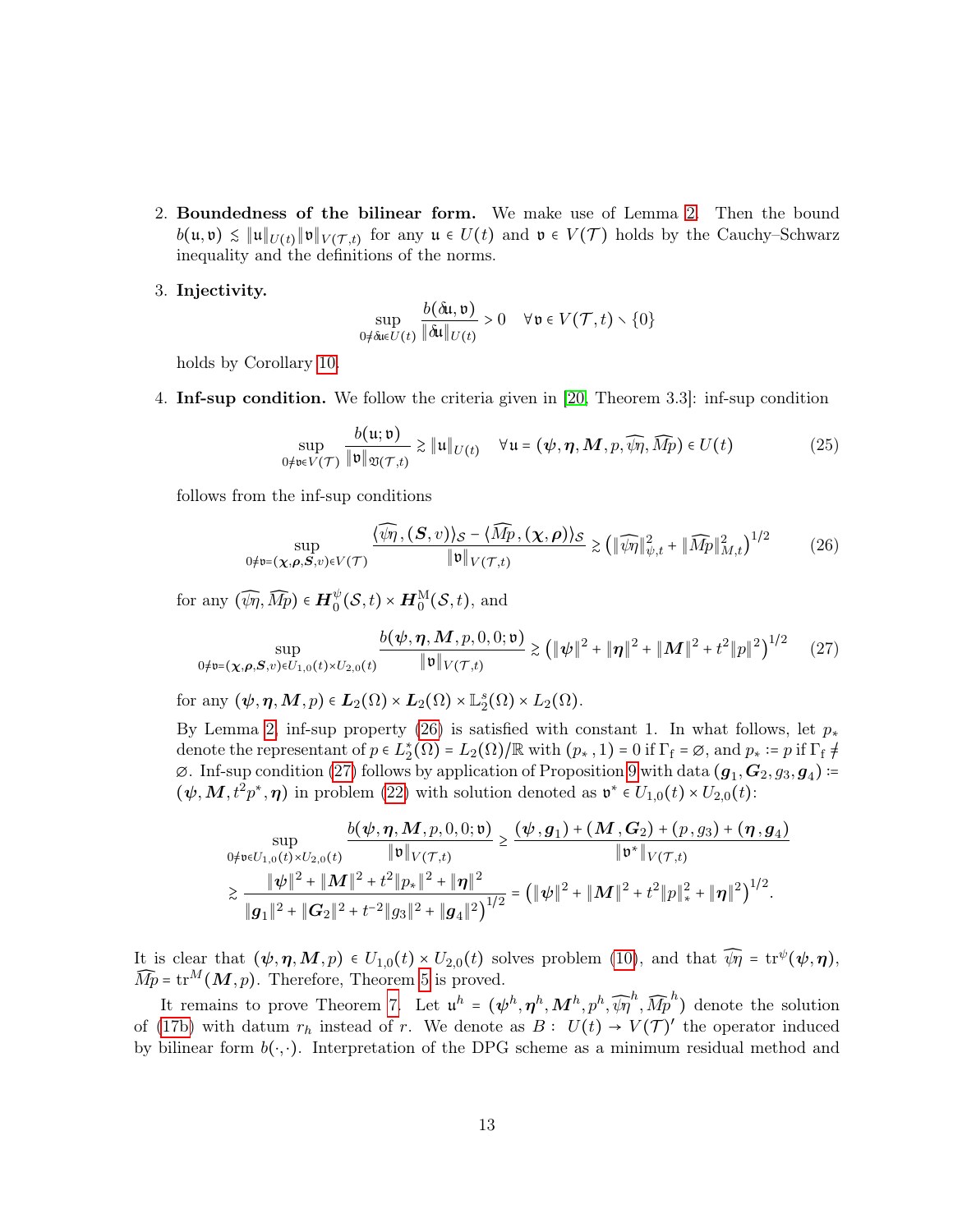2. **Boundedness of the bilinear form.** We make use of Lemma 2. Then the bound $b(\mathfrak{u},\mathfrak{v}) \lesssim \|\mathfrak{u}\|_{U(t)}\|\mathfrak{v}\|_{V(\mathcal{T},t)}$ for any $\mathfrak{u} \in U(t)$ and $\mathfrak{v} \in V(\mathcal{T})$ holds by the Cauchy–Schwarz inequality and the definitions of the norms.

3. **Injectivity.**
$$\sup_{0\neq\delta\mathfrak{u}\in U(t)} \frac{b(\delta\mathfrak{u},\mathfrak{v})}{\|\delta\mathfrak{u}\|_{U(t)}} > 0 \quad \forall \mathfrak{v} \in V(\mathcal{T},t) \setminus \{0\}$$
holds by Corollary 10.

4. **Inf-sup condition.** We follow the criteria given in [20, Theorem 3.3]: inf-sup condition
$$\sup_{0\neq\mathfrak{v}\in V(\mathcal{T})} \frac{b(\mathfrak{u};\mathfrak{v})}{\|\mathfrak{v}\|_{\mathfrak{V}(\mathcal{T},t)}} \gtrsim \|\mathfrak{u}\|_{U(t)} \quad \forall \mathfrak{u} = (\boldsymbol{\psi},\boldsymbol{\eta},\boldsymbol{M},p,\widehat{\psi\eta},\widehat{Mp}) \in U(t) \tag{25}$$
follows from the inf-sup conditions
$$\sup_{0\neq\mathfrak{v}=(\boldsymbol{\chi},\boldsymbol{\rho},\boldsymbol{S},v)\in V(\mathcal{T})} \frac{\langle\widehat{\psi\eta},(\boldsymbol{S},v)\rangle_{\mathcal{S}} - \langle\widehat{Mp},(\boldsymbol{\chi},\boldsymbol{\rho})\rangle_{\mathcal{S}}}{\|\mathfrak{v}\|_{V(\mathcal{T},t)}} \gtrsim \left(\|\widehat{\psi\eta}\|_{\psi,t}^2 + \|\widehat{Mp}\|_{M,t}^2\right)^{1/2} \tag{26}$$
for any $(\widehat{\psi\eta},\widehat{Mp}) \in \boldsymbol{H}_0^{\psi}(\mathcal{S},t)\times\boldsymbol{H}_0^{\mathrm{M}}(\mathcal{S},t)$, and
$$\sup_{0\neq\mathfrak{v}=(\boldsymbol{\chi},\boldsymbol{\rho},\boldsymbol{S},v)\in U_{1,0}(t)\times U_{2,0}(t)} \frac{b(\boldsymbol{\psi},\boldsymbol{\eta},\boldsymbol{M},p,0,0;\mathfrak{v})}{\|\mathfrak{v}\|_{V(\mathcal{T},t)}} \gtrsim \left(\|\boldsymbol{\psi}\|^2 + \|\boldsymbol{\eta}\|^2 + \|\boldsymbol{M}\|^2 + t^2\|p\|^2\right)^{1/2} \tag{27}$$
for any $(\boldsymbol{\psi},\boldsymbol{\eta},\boldsymbol{M},p) \in \boldsymbol{L}_2(\Omega)\times\boldsymbol{L}_2(\Omega)\times\mathbb{L}_2^s(\Omega)\times L_2(\Omega)$.

By Lemma 2, inf-sup property (26) is satisfied with constant 1. In what follows, let $p_*$ denote the representant of $p \in L_2^*(\Omega) = L_2(\Omega)/\mathbb{R}$ with $(p_*,1) = 0$ if $\Gamma_{\mathrm{f}} = \varnothing$, and $p_* := p$ if $\Gamma_{\mathrm{f}} \neq \varnothing$. Inf-sup condition (27) follows by application of Proposition 9 with data $(\boldsymbol{g}_1,\boldsymbol{G}_2,g_3,\boldsymbol{g}_4) := (\boldsymbol{\psi},\boldsymbol{M},t^2p^*,\boldsymbol{\eta})$ in problem (22) with solution denoted as $\mathfrak{v}^* \in U_{1,0}(t)\times U_{2,0}(t)$:
$$\begin{aligned}
\sup_{0\neq\mathfrak{v}\in U_{1,0}(t)\times U_{2,0}(t)} \frac{b(\boldsymbol{\psi},\boldsymbol{\eta},\boldsymbol{M},p,0,0;\mathfrak{v})}{\|\mathfrak{v}\|_{V(\mathcal{T},t)}} &\geq \frac{(\boldsymbol{\psi},\boldsymbol{g}_1) + (\boldsymbol{M},\boldsymbol{G}_2) + (p,g_3) + (\boldsymbol{\eta},\boldsymbol{g}_4)}{\|\mathfrak{v}^*\|_{V(\mathcal{T},t)}} \\
&\gtrsim \frac{\|\boldsymbol{\psi}\|^2 + \|\boldsymbol{M}\|^2 + t^2\|p_*\|^2 + \|\boldsymbol{\eta}\|^2}{\left(\|\boldsymbol{g}_1\|^2 + \|\boldsymbol{G}_2\|^2 + t^{-2}\|g_3\|^2 + \|\boldsymbol{g}_4\|^2\right)^{1/2}} = \left(\|\boldsymbol{\psi}\|^2 + \|\boldsymbol{M}\|^2 + t^2\|p\|_*^2 + \|\boldsymbol{\eta}\|^2\right)^{1/2}.
\end{aligned}$$

It is clear that $(\boldsymbol{\psi},\boldsymbol{\eta},\boldsymbol{M},p) \in U_{1,0}(t)\times U_{2,0}(t)$ solves problem (10), and that $\widehat{\psi\eta} = \mathrm{tr}^{\psi}(\boldsymbol{\psi},\boldsymbol{\eta})$, $\widehat{Mp} = \mathrm{tr}^{M}(\boldsymbol{M},p)$. Therefore, Theorem 5 is proved.

It remains to prove Theorem 7. Let $\mathfrak{u}^h = (\boldsymbol{\psi}^h,\boldsymbol{\eta}^h,\boldsymbol{M}^h,p^h,\widehat{\psi\eta}^h,\widehat{Mp}^h)$ denote the solution of (17b) with datum $r_h$ instead of $r$. We denote as $B : U(t) \to V(\mathcal{T})'$ the operator induced by bilinear form $b(\cdot,\cdot)$. Interpretation of the DPG scheme as a minimum residual method and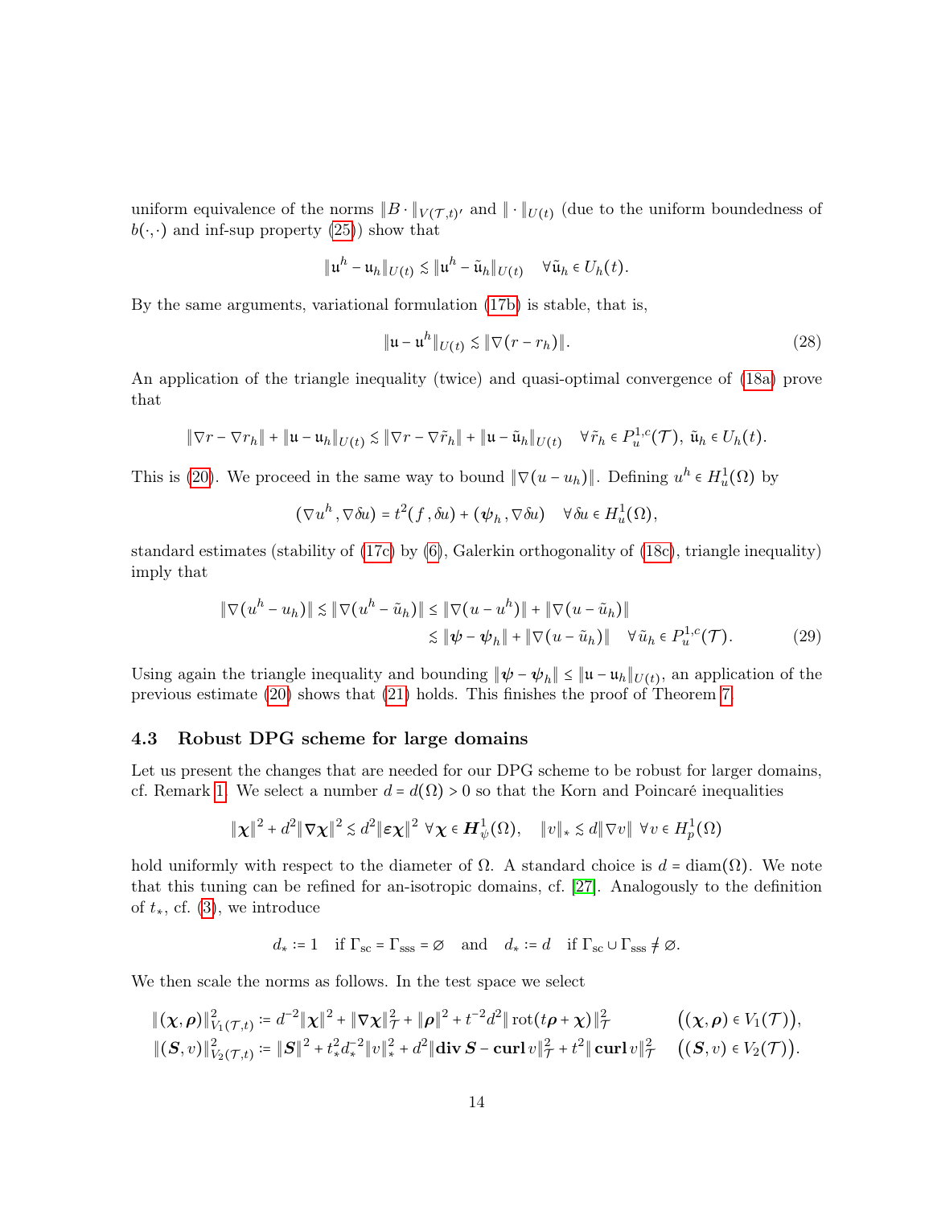uniform equivalence of the norms $\|B\cdot\|_{V(\mathcal{T},t)'}$ and $\|\cdot\|_{U(t)}$ (due to the uniform boundedness of $b(\cdot,\cdot)$ and inf-sup property (25)) show that

$$\|\mathfrak{u}^h - \mathfrak{u}_h\|_{U(t)} \lesssim \|\mathfrak{u}^h - \tilde{\mathfrak{u}}_h\|_{U(t)} \quad \forall \tilde{\mathfrak{u}}_h \in U_h(t).$$

By the same arguments, variational formulation (17b) is stable, that is,

$$\|\mathfrak{u} - \mathfrak{u}^h\|_{U(t)} \lesssim \|\nabla(r - r_h)\|. \tag{28}$$

An application of the triangle inequality (twice) and quasi-optimal convergence of (18a) prove that

$$\|\nabla r - \nabla r_h\| + \|\mathfrak{u} - \mathfrak{u}_h\|_{U(t)} \lesssim \|\nabla r - \nabla \tilde{r}_h\| + \|\mathfrak{u} - \tilde{\mathfrak{u}}_h\|_{U(t)} \quad \forall \tilde{r}_h \in P^{1,c}_u(\mathcal{T}),\ \tilde{\mathfrak{u}}_h \in U_h(t).$$

This is (20). We proceed in the same way to bound $\|\nabla(u - u_h)\|$. Defining $u^h \in H^1_u(\Omega)$ by

$$(\nabla u^h, \nabla \delta u) = t^2(f, \delta u) + (\boldsymbol{\psi}_h, \nabla \delta u) \quad \forall \delta u \in H^1_u(\Omega),$$

standard estimates (stability of (17c) by (6), Galerkin orthogonality of (18c), triangle inequality) imply that

$$\begin{aligned}\|\nabla(u^h - u_h)\| \lesssim \|\nabla(u^h - \tilde{u}_h)\| &\le \|\nabla(u - u^h)\| + \|\nabla(u - \tilde{u}_h)\| \\ &\lesssim \|\boldsymbol{\psi} - \boldsymbol{\psi}_h\| + \|\nabla(u - \tilde{u}_h)\| \quad \forall \tilde{u}_h \in P^{1,c}_u(\mathcal{T}).\end{aligned} \tag{29}$$

Using again the triangle inequality and bounding $\|\boldsymbol{\psi} - \boldsymbol{\psi}_h\| \le \|\mathfrak{u} - \mathfrak{u}_h\|_{U(t)}$, an application of the previous estimate (20) shows that (21) holds. This finishes the proof of Theorem 7.

### 4.3 Robust DPG scheme for large domains

Let us present the changes that are needed for our DPG scheme to be robust for larger domains, cf. Remark 1. We select a number $d = d(\Omega) > 0$ so that the Korn and Poincaré inequalities

$$\|\boldsymbol{\chi}\|^2 + d^2\|\nabla\boldsymbol{\chi}\|^2 \lesssim d^2\|\boldsymbol{\varepsilon}\boldsymbol{\chi}\|^2 \ \forall \boldsymbol{\chi} \in \boldsymbol{H}^1_\psi(\Omega), \quad \|v\|_* \lesssim d\|\nabla v\| \ \forall v \in H^1_p(\Omega)$$

hold uniformly with respect to the diameter of $\Omega$. A standard choice is $d = \mathrm{diam}(\Omega)$. We note that this tuning can be refined for an-isotropic domains, cf. [27]. Analogously to the definition of $t_*$, cf. (3), we introduce

$$d_* := 1 \quad \text{if } \Gamma_{\mathrm{sc}} = \Gamma_{\mathrm{sss}} = \varnothing \quad \text{and} \quad d_* := d \quad \text{if } \Gamma_{\mathrm{sc}} \cup \Gamma_{\mathrm{sss}} \neq \varnothing.$$

We then scale the norms as follows. In the test space we select

$$\begin{aligned}\|(\boldsymbol{\chi},\boldsymbol{\rho})\|^2_{V_1(\mathcal{T},t)} &:= d^{-2}\|\boldsymbol{\chi}\|^2 + \|\nabla\boldsymbol{\chi}\|^2_{\mathcal{T}} + \|\boldsymbol{\rho}\|^2 + t^{-2}d^2\|\mathrm{rot}(t\boldsymbol{\rho} + \boldsymbol{\chi})\|^2_{\mathcal{T}} && \big((\boldsymbol{\chi},\boldsymbol{\rho}) \in V_1(\mathcal{T})\big),\\ \|(\boldsymbol{S},v)\|^2_{V_2(\mathcal{T},t)} &:= \|\boldsymbol{S}\|^2 + t_*^2 d_*^{-2}\|v\|^2_* + d^2\|\mathbf{div}\,\boldsymbol{S} - \mathbf{curl}\,v\|^2_{\mathcal{T}} + t^2\|\mathbf{curl}\,v\|^2_{\mathcal{T}} && \big((\boldsymbol{S},v) \in V_2(\mathcal{T})\big).\end{aligned}$$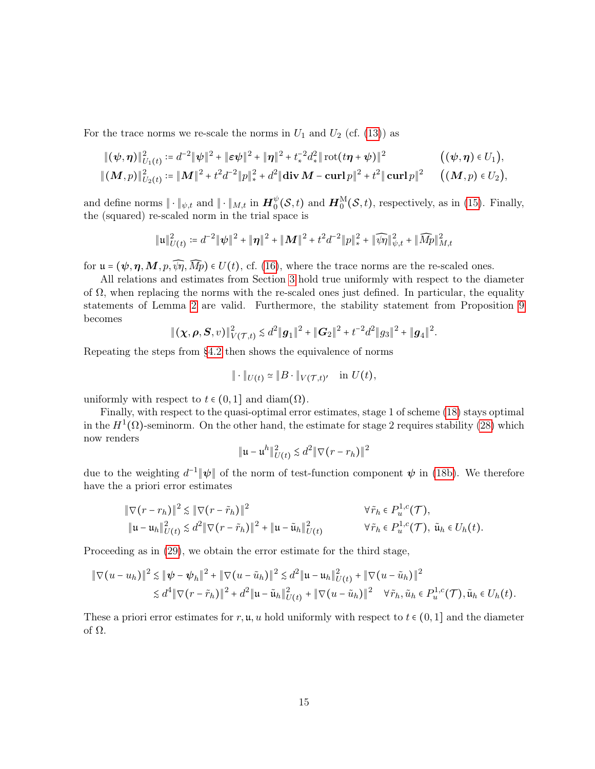For the trace norms we re-scale the norms in $U_1$ and $U_2$ (cf. (13)) as

$$\|(\boldsymbol{\psi},\boldsymbol{\eta})\|_{U_1(t)}^2 := d^{-2}\|\boldsymbol{\psi}\|^2 + \|\boldsymbol{\varepsilon\psi}\|^2 + \|\boldsymbol{\eta}\|^2 + t_*^{-2}d_*^2\|\operatorname{rot}(t\boldsymbol{\eta}+\boldsymbol{\psi})\|^2 \qquad \big((\boldsymbol{\psi},\boldsymbol{\eta})\in U_1\big),$$

$$\|(\boldsymbol{M},p)\|_{U_2(t)}^2 := \|\boldsymbol{M}\|^2 + t^2d^{-2}\|p\|_*^2 + d^2\|\operatorname{\mathbf{div}}\boldsymbol{M} - \operatorname{\mathbf{curl}} p\|^2 + t^2\|\operatorname{\mathbf{curl}} p\|^2 \qquad \big((\boldsymbol{M},p)\in U_2\big),$$

and define norms $\|\cdot\|_{\psi,t}$ and $\|\cdot\|_{M,t}$ in $\boldsymbol{H}_0^{\psi}(\mathcal{S},t)$ and $\boldsymbol{H}_0^{\mathrm{M}}(\mathcal{S},t)$, respectively, as in (15). Finally, the (squared) re-scaled norm in the trial space is

$$\|\mathfrak{u}\|_{U(t)}^2 := d^{-2}\|\boldsymbol{\psi}\|^2 + \|\boldsymbol{\eta}\|^2 + \|\boldsymbol{M}\|^2 + t^2d^{-2}\|p\|_*^2 + \|\widehat{\psi\eta}\|_{\psi,t}^2 + \|\widehat{Mp}\|_{M,t}^2$$

for $\mathfrak{u} = (\boldsymbol{\psi},\boldsymbol{\eta},\boldsymbol{M},p,\widehat{\psi\eta},\widehat{Mp}) \in U(t)$, cf. (16), where the trace norms are the re-scaled ones.

All relations and estimates from Section 3 hold true uniformly with respect to the diameter of $\Omega$, when replacing the norms with the re-scaled ones just defined. In particular, the equality statements of Lemma 2 are valid. Furthermore, the stability statement from Proposition 9 becomes

$$\|(\boldsymbol{\chi},\boldsymbol{\rho},\boldsymbol{S},v)\|_{V(\mathcal{T},t)}^2 \lesssim d^2\|\boldsymbol{g}_1\|^2 + \|\boldsymbol{G}_2\|^2 + t^{-2}d^2\|g_3\|^2 + \|\boldsymbol{g}_4\|^2.$$

Repeating the steps from §4.2 then shows the equivalence of norms

$$\|\cdot\|_{U(t)} \simeq \|B\cdot\|_{V(\mathcal{T},t)'} \quad \text{in } U(t),$$

uniformly with respect to $t\in(0,1]$ and $\operatorname{diam}(\Omega)$.

Finally, with respect to the quasi-optimal error estimates, stage 1 of scheme (18) stays optimal in the $H^1(\Omega)$-seminorm. On the other hand, the estimate for stage 2 requires stability (28) which now renders

$$\|\mathfrak{u}-\mathfrak{u}^h\|_{U(t)}^2 \lesssim d^2\|\nabla(r-r_h)\|^2$$

due to the weighting $d^{-1}\|\boldsymbol{\psi}\|$ of the norm of test-function component $\boldsymbol{\psi}$ in (18b). We therefore have the a priori error estimates

$$\|\nabla(r-r_h)\|^2 \lesssim \|\nabla(r-\tilde r_h)\|^2 \qquad \forall \tilde r_h \in P_u^{1,c}(\mathcal{T}),$$

$$\|\mathfrak{u}-\mathfrak{u}_h\|_{U(t)}^2 \lesssim d^2\|\nabla(r-\tilde r_h)\|^2 + \|\mathfrak{u}-\tilde{\mathfrak{u}}_h\|_{U(t)}^2 \qquad \forall \tilde r_h \in P_u^{1,c}(\mathcal{T}),\ \tilde{\mathfrak{u}}_h\in U_h(t).$$

Proceeding as in (29), we obtain the error estimate for the third stage,

$$\begin{aligned}\|\nabla(u-u_h)\|^2 &\lesssim \|\boldsymbol{\psi}-\boldsymbol{\psi}_h\|^2 + \|\nabla(u-\tilde u_h)\|^2 \lesssim d^2\|\mathfrak{u}-\mathfrak{u}_h\|_{U(t)}^2 + \|\nabla(u-\tilde u_h)\|^2\\ &\lesssim d^4\|\nabla(r-\tilde r_h)\|^2 + d^2\|\mathfrak{u}-\tilde{\mathfrak{u}}_h\|_{U(t)}^2 + \|\nabla(u-\tilde u_h)\|^2 \quad \forall \tilde r_h,\tilde u_h\in P_u^{1,c}(\mathcal{T}), \tilde{\mathfrak{u}}_h\in U_h(t).\end{aligned}$$

These a priori error estimates for $r,\mathfrak{u},u$ hold uniformly with respect to $t\in(0,1]$ and the diameter of $\Omega$.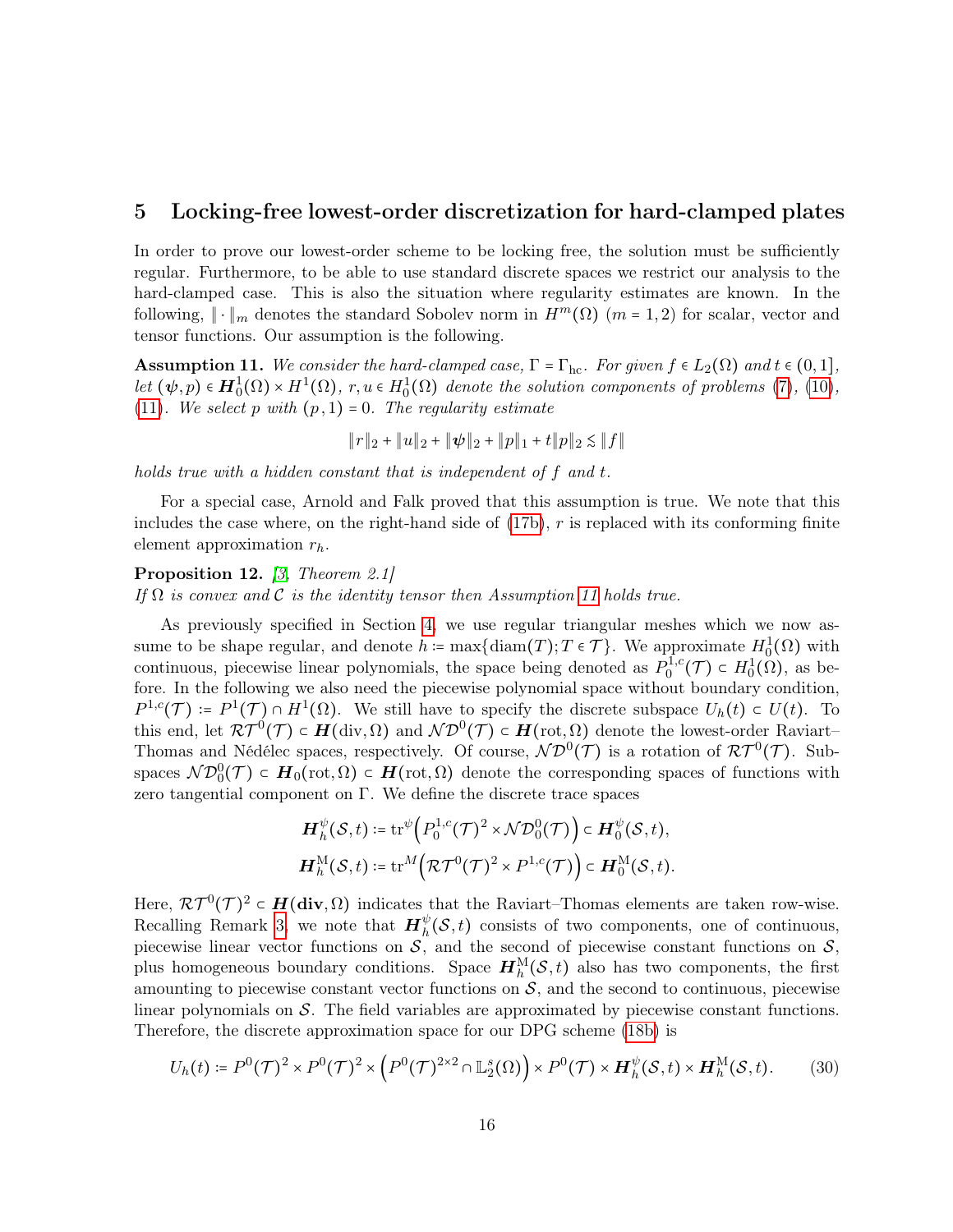## 5 Locking-free lowest-order discretization for hard-clamped plates

In order to prove our lowest-order scheme to be locking free, the solution must be sufficiently regular. Furthermore, to be able to use standard discrete spaces we restrict our analysis to the hard-clamped case. This is also the situation where regularity estimates are known. In the following, $\|\cdot\|_m$ denotes the standard Sobolev norm in $H^m(\Omega)$ $(m=1,2)$ for scalar, vector and tensor functions. Our assumption is the following.

**Assumption 11.** *We consider the hard-clamped case, $\Gamma = \Gamma_{\rm hc}$. For given $f \in L_2(\Omega)$ and $t \in (0,1]$, let $(\boldsymbol{\psi}, p) \in \boldsymbol{H}_0^1(\Omega) \times H^1(\Omega)$, $r, u \in H_0^1(\Omega)$ denote the solution components of problems (7), (10), (11). We select $p$ with $(p,1)=0$. The regularity estimate*

$$\|r\|_2 + \|u\|_2 + \|\boldsymbol{\psi}\|_2 + \|p\|_1 + t\|p\|_2 \lesssim \|f\|$$

*holds true with a hidden constant that is independent of $f$ and $t$.*

For a special case, Arnold and Falk proved that this assumption is true. We note that this includes the case where, on the right-hand side of (17b), $r$ is replaced with its conforming finite element approximation $r_h$.

**Proposition 12.** *[3, Theorem 2.1]*
*If $\Omega$ is convex and $\mathcal{C}$ is the identity tensor then Assumption 11 holds true.*

As previously specified in Section 4, we use regular triangular meshes which we now assume to be shape regular, and denote $h := \max\{\operatorname{diam}(T); T \in \mathcal{T}\}$. We approximate $H_0^1(\Omega)$ with continuous, piecewise linear polynomials, the space being denoted as $P_0^{1,c}(\mathcal{T}) \subset H_0^1(\Omega)$, as before. In the following we also need the piecewise polynomial space without boundary condition, $P^{1,c}(\mathcal{T}) := P^1(\mathcal{T}) \cap H^1(\Omega)$. We still have to specify the discrete subspace $U_h(t) \subset U(t)$. To this end, let $\mathcal{RT}^0(\mathcal{T}) \subset \boldsymbol{H}(\operatorname{div}, \Omega)$ and $\mathcal{ND}^0(\mathcal{T}) \subset \boldsymbol{H}(\operatorname{rot}, \Omega)$ denote the lowest-order Raviart–Thomas and Nédélec spaces, respectively. Of course, $\mathcal{ND}^0(\mathcal{T})$ is a rotation of $\mathcal{RT}^0(\mathcal{T})$. Subspaces $\mathcal{ND}_0^0(\mathcal{T}) \subset \boldsymbol{H}_0(\operatorname{rot}, \Omega) \subset \boldsymbol{H}(\operatorname{rot}, \Omega)$ denote the corresponding spaces of functions with zero tangential component on $\Gamma$. We define the discrete trace spaces

$$\boldsymbol{H}_h^{\psi}(\mathcal{S}, t) := \operatorname{tr}^{\psi}\Big(P_0^{1,c}(\mathcal{T})^2 \times \mathcal{ND}_0^0(\mathcal{T})\Big) \subset \boldsymbol{H}_0^{\psi}(\mathcal{S}, t),$$
$$\boldsymbol{H}_h^{\rm M}(\mathcal{S}, t) := \operatorname{tr}^{M}\Big(\mathcal{RT}^0(\mathcal{T})^2 \times P^{1,c}(\mathcal{T})\Big) \subset \boldsymbol{H}_0^{\rm M}(\mathcal{S}, t).$$

Here, $\mathcal{RT}^0(\mathcal{T})^2 \subset \boldsymbol{H}(\mathbf{div}, \Omega)$ indicates that the Raviart–Thomas elements are taken row-wise. Recalling Remark 3, we note that $\boldsymbol{H}_h^{\psi}(\mathcal{S}, t)$ consists of two components, one of continuous, piecewise linear vector functions on $\mathcal{S}$, and the second of piecewise constant functions on $\mathcal{S}$, plus homogeneous boundary conditions. Space $\boldsymbol{H}_h^{\rm M}(\mathcal{S}, t)$ also has two components, the first amounting to piecewise constant vector functions on $\mathcal{S}$, and the second to continuous, piecewise linear polynomials on $\mathcal{S}$. The field variables are approximated by piecewise constant functions. Therefore, the discrete approximation space for our DPG scheme (18b) is

$$U_h(t) := P^0(\mathcal{T})^2 \times P^0(\mathcal{T})^2 \times \Big(P^0(\mathcal{T})^{2\times 2} \cap \mathbb{L}_2^s(\Omega)\Big) \times P^0(\mathcal{T}) \times \boldsymbol{H}_h^{\psi}(\mathcal{S}, t) \times \boldsymbol{H}_h^{\rm M}(\mathcal{S}, t). \tag{30}$$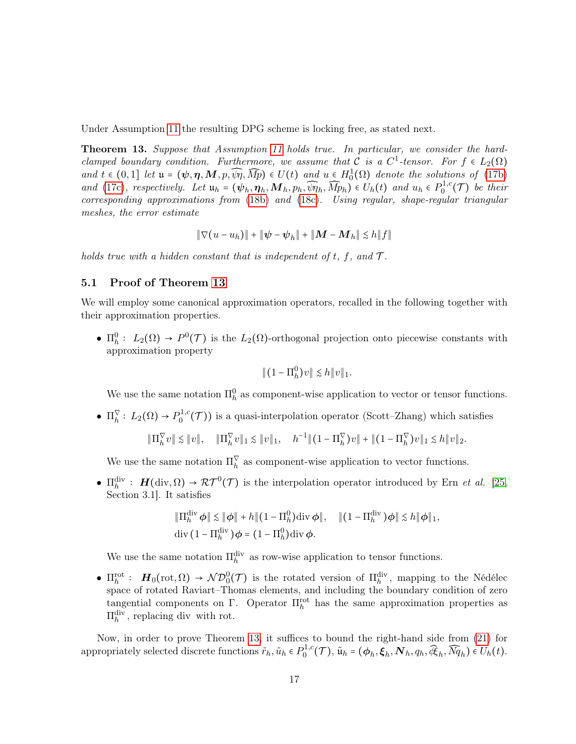Under Assumption 11 the resulting DPG scheme is locking free, as stated next.

**Theorem 13.** *Suppose that Assumption 11 holds true. In particular, we consider the hard-clamped boundary condition. Furthermore, we assume that $\mathcal{C}$ is a $C^1$-tensor. For $f \in L_2(\Omega)$ and $t \in (0,1]$ let $\mathfrak{u} = (\boldsymbol{\psi}, \boldsymbol{\eta}, \boldsymbol{M}, p, \widehat{\psi\eta}, \widehat{Mp}) \in U(t)$ and $u \in H_0^1(\Omega)$ denote the solutions of (17b) and (17c), respectively. Let $\mathfrak{u}_h = (\boldsymbol{\psi}_h, \boldsymbol{\eta}_h, \boldsymbol{M}_h, p_h, \widehat{\psi\eta}_h, \widehat{Mp}_h) \in U_h(t)$ and $u_h \in P_0^{1,c}(\mathcal{T})$ be their corresponding approximations from (18b) and (18c). Using regular, shape-regular triangular meshes, the error estimate*

$$\|\nabla(u - u_h)\| + \|\boldsymbol{\psi} - \boldsymbol{\psi}_h\| + \|\boldsymbol{M} - \boldsymbol{M}_h\| \lesssim h\|f\|$$

*holds true with a hidden constant that is independent of $t$, $f$, and $\mathcal{T}$.*

## 5.1 Proof of Theorem 13

We will employ some canonical approximation operators, recalled in the following together with their approximation properties.

- $\Pi_h^0 : L_2(\Omega) \to P^0(\mathcal{T})$ is the $L_2(\Omega)$-orthogonal projection onto piecewise constants with approximation property

  $$\|(1 - \Pi_h^0)v\| \lesssim h\|v\|_1.$$

  We use the same notation $\Pi_h^0$ as component-wise application to vector or tensor functions.

- $\Pi_h^\nabla : L_2(\Omega) \to P_0^{1,c}(\mathcal{T}))$ is a quasi-interpolation operator (Scott–Zhang) which satisfies

  $$\|\Pi_h^\nabla v\| \lesssim \|v\|, \quad \|\Pi_h^\nabla v\|_1 \lesssim \|v\|_1, \quad h^{-1}\|(1 - \Pi_h^\nabla)v\| + \|(1 - \Pi_h^\nabla)v\|_1 \lesssim h\|v\|_2.$$

  We use the same notation $\Pi_h^\nabla$ as component-wise application to vector functions.

- $\Pi_h^{\mathrm{div}} : \boldsymbol{H}(\mathrm{div}, \Omega) \to \mathcal{RT}^0(\mathcal{T})$ is the interpolation operator introduced by Ern *et al.* [25, Section 3.1]. It satisfies

  $$\begin{aligned} &\|\Pi_h^{\mathrm{div}} \boldsymbol{\phi}\| \lesssim \|\boldsymbol{\phi}\| + h\|(1 - \Pi_h^0)\mathrm{div}\, \boldsymbol{\phi}\|, \quad \|(1 - \Pi_h^{\mathrm{div}})\boldsymbol{\phi}\| \lesssim h\|\boldsymbol{\phi}\|_1, \\ &\mathrm{div}\,(1 - \Pi_h^{\mathrm{div}})\boldsymbol{\phi} = (1 - \Pi_h^0)\mathrm{div}\, \boldsymbol{\phi}. \end{aligned}$$

  We use the same notation $\Pi_h^{\mathrm{div}}$ as row-wise application to tensor functions.

- $\Pi_h^{\mathrm{rot}} : \boldsymbol{H}_0(\mathrm{rot}, \Omega) \to \mathcal{ND}_0^0(\mathcal{T})$ is the rotated version of $\Pi_h^{\mathrm{div}}$, mapping to the Nédélec space of rotated Raviart–Thomas elements, and including the boundary condition of zero tangential components on $\Gamma$. Operator $\Pi_h^{\mathrm{rot}}$ has the same approximation properties as $\Pi_h^{\mathrm{div}}$, replacing div with rot.

Now, in order to prove Theorem 13, it suffices to bound the right-hand side from (21) for appropriately selected discrete functions $\tilde{r}_h, \tilde{u}_h \in P_0^{1,c}(\mathcal{T})$, $\tilde{\mathfrak{u}}_h = (\boldsymbol{\phi}_h, \boldsymbol{\xi}_h, \boldsymbol{N}_h, q_h, \widehat{\phi\xi}_h, \widehat{Nq}_h) \in U_h(t)$.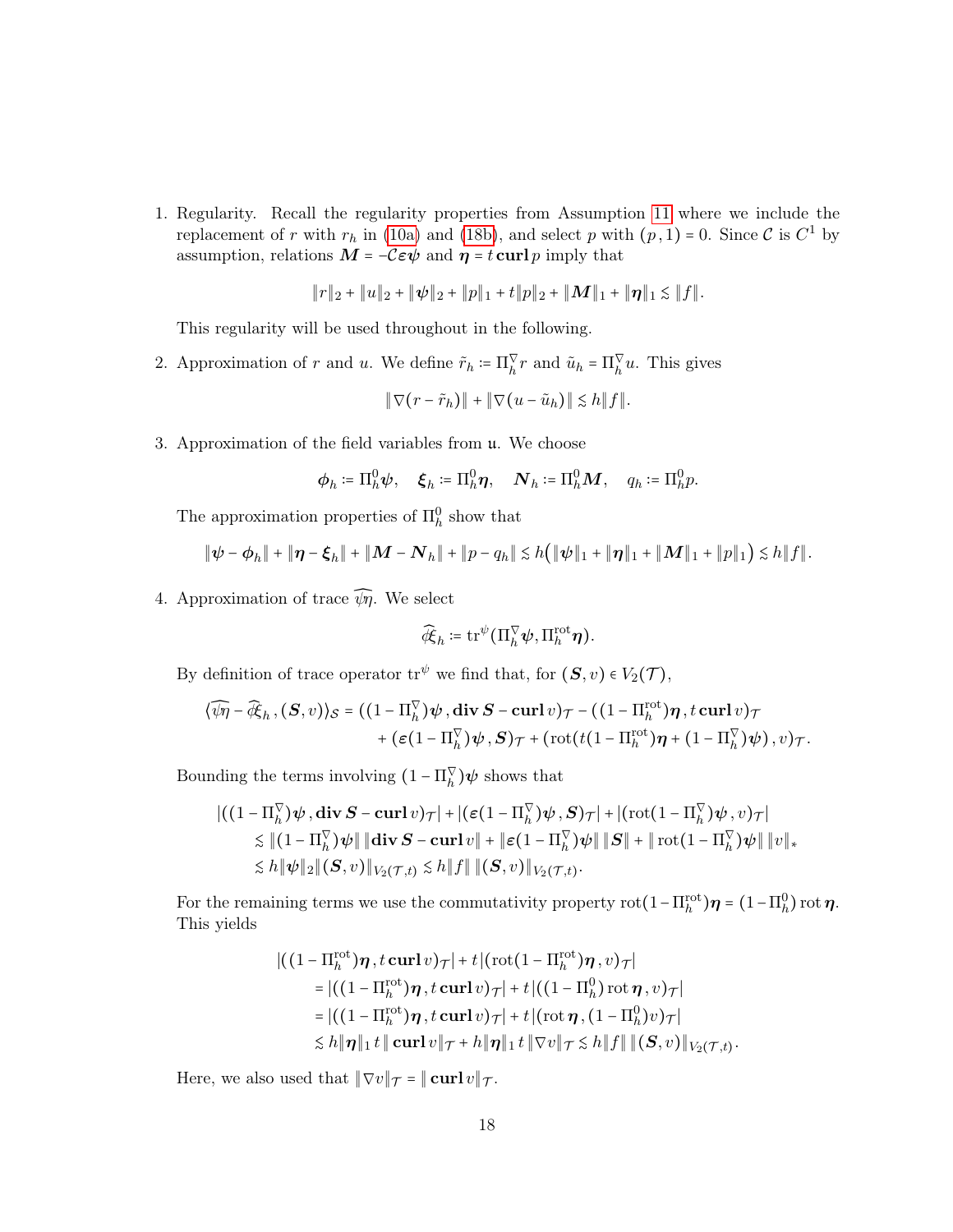1. Regularity. Recall the regularity properties from Assumption 11 where we include the replacement of $r$ with $r_h$ in (10a) and (18b), and select $p$ with $(p,1)=0$. Since $\mathcal{C}$ is $C^1$ by assumption, relations $\boldsymbol{M} = -\mathcal{C}\boldsymbol{\varepsilon}\boldsymbol{\psi}$ and $\boldsymbol{\eta} = t\,\mathbf{curl}\,p$ imply that

$$\|r\|_2 + \|u\|_2 + \|\boldsymbol{\psi}\|_2 + \|p\|_1 + t\|p\|_2 + \|\boldsymbol{M}\|_1 + \|\boldsymbol{\eta}\|_1 \lesssim \|f\|.$$

This regularity will be used throughout in the following.

2. Approximation of $r$ and $u$. We define $\tilde{r}_h \coloneqq \Pi_h^\nabla r$ and $\tilde{u}_h = \Pi_h^\nabla u$. This gives

$$\|\nabla(r - \tilde{r}_h)\| + \|\nabla(u - \tilde{u}_h)\| \lesssim h\|f\|.$$

3. Approximation of the field variables from $\mathfrak{u}$. We choose

$$\boldsymbol{\phi}_h \coloneqq \Pi_h^0 \boldsymbol{\psi}, \quad \boldsymbol{\xi}_h \coloneqq \Pi_h^0 \boldsymbol{\eta}, \quad \boldsymbol{N}_h \coloneqq \Pi_h^0 \boldsymbol{M}, \quad q_h \coloneqq \Pi_h^0 p.$$

The approximation properties of $\Pi_h^0$ show that

$$\|\boldsymbol{\psi} - \boldsymbol{\phi}_h\| + \|\boldsymbol{\eta} - \boldsymbol{\xi}_h\| + \|\boldsymbol{M} - \boldsymbol{N}_h\| + \|p - q_h\| \lesssim h\big(\|\boldsymbol{\psi}\|_1 + \|\boldsymbol{\eta}\|_1 + \|\boldsymbol{M}\|_1 + \|p\|_1\big) \lesssim h\|f\|.$$

4. Approximation of trace $\widehat{\psi\eta}$. We select

$$\widehat{\phi\xi}_h \coloneqq \operatorname{tr}^\psi(\Pi_h^\nabla \boldsymbol{\psi}, \Pi_h^{\mathrm{rot}} \boldsymbol{\eta}).$$

By definition of trace operator $\operatorname{tr}^\psi$ we find that, for $(\boldsymbol{S}, v) \in V_2(\mathcal{T})$,

$$\begin{aligned}
\langle \widehat{\psi\eta} - \widehat{\phi\xi}_h\,, (\boldsymbol{S}, v)\rangle_{\mathcal{S}} &= ((1-\Pi_h^\nabla)\boldsymbol{\psi}\,, \mathbf{div}\,\boldsymbol{S} - \mathbf{curl}\,v)_{\mathcal{T}} - ((1-\Pi_h^{\mathrm{rot}})\boldsymbol{\eta}\,, t\,\mathbf{curl}\,v)_{\mathcal{T}} \\
&\quad + (\boldsymbol{\varepsilon}(1-\Pi_h^\nabla)\boldsymbol{\psi}\,, \boldsymbol{S})_{\mathcal{T}} + (\operatorname{rot}(t(1-\Pi_h^{\mathrm{rot}})\boldsymbol{\eta} + (1-\Pi_h^\nabla)\boldsymbol{\psi})\,, v)_{\mathcal{T}}.
\end{aligned}$$

Bounding the terms involving $(1-\Pi_h^\nabla)\boldsymbol{\psi}$ shows that

$$\begin{aligned}
&|((1-\Pi_h^\nabla)\boldsymbol{\psi}\,, \mathbf{div}\,\boldsymbol{S} - \mathbf{curl}\,v)_{\mathcal{T}}| + |(\boldsymbol{\varepsilon}(1-\Pi_h^\nabla)\boldsymbol{\psi}\,, \boldsymbol{S})_{\mathcal{T}}| + |(\operatorname{rot}(1-\Pi_h^\nabla)\boldsymbol{\psi}\,, v)_{\mathcal{T}}| \\
&\quad \lesssim \|(1-\Pi_h^\nabla)\boldsymbol{\psi}\|\,\|\mathbf{div}\,\boldsymbol{S} - \mathbf{curl}\,v\| + \|\boldsymbol{\varepsilon}(1-\Pi_h^\nabla)\boldsymbol{\psi}\|\,\|\boldsymbol{S}\| + \|\operatorname{rot}(1-\Pi_h^\nabla)\boldsymbol{\psi}\|\,\|v\|_* \\
&\quad \lesssim h\|\boldsymbol{\psi}\|_2 \|(\boldsymbol{S}, v)\|_{V_2(\mathcal{T},t)} \lesssim h\|f\|\,\|(\boldsymbol{S}, v)\|_{V_2(\mathcal{T},t)}.
\end{aligned}$$

For the remaining terms we use the commutativity property $\operatorname{rot}(1-\Pi_h^{\mathrm{rot}})\boldsymbol{\eta} = (1-\Pi_h^0)\operatorname{rot}\boldsymbol{\eta}$. This yields

$$\begin{aligned}
&|((1-\Pi_h^{\mathrm{rot}})\boldsymbol{\eta}\,, t\,\mathbf{curl}\,v)_{\mathcal{T}}| + t|(\operatorname{rot}(1-\Pi_h^{\mathrm{rot}})\boldsymbol{\eta}\,, v)_{\mathcal{T}}| \\
&\quad = |((1-\Pi_h^{\mathrm{rot}})\boldsymbol{\eta}\,, t\,\mathbf{curl}\,v)_{\mathcal{T}}| + t|((1-\Pi_h^0)\operatorname{rot}\boldsymbol{\eta}\,, v)_{\mathcal{T}}| \\
&\quad = |((1-\Pi_h^{\mathrm{rot}})\boldsymbol{\eta}\,, t\,\mathbf{curl}\,v)_{\mathcal{T}}| + t|(\operatorname{rot}\boldsymbol{\eta}\,, (1-\Pi_h^0)v)_{\mathcal{T}}| \\
&\quad \lesssim h\|\boldsymbol{\eta}\|_1\, t\,\|\mathbf{curl}\,v\|_{\mathcal{T}} + h\|\boldsymbol{\eta}\|_1\, t\,\|\nabla v\|_{\mathcal{T}} \lesssim h\|f\|\,\|(\boldsymbol{S}, v)\|_{V_2(\mathcal{T},t)}.
\end{aligned}$$

Here, we also used that $\|\nabla v\|_{\mathcal{T}} = \|\mathbf{curl}\,v\|_{\mathcal{T}}$.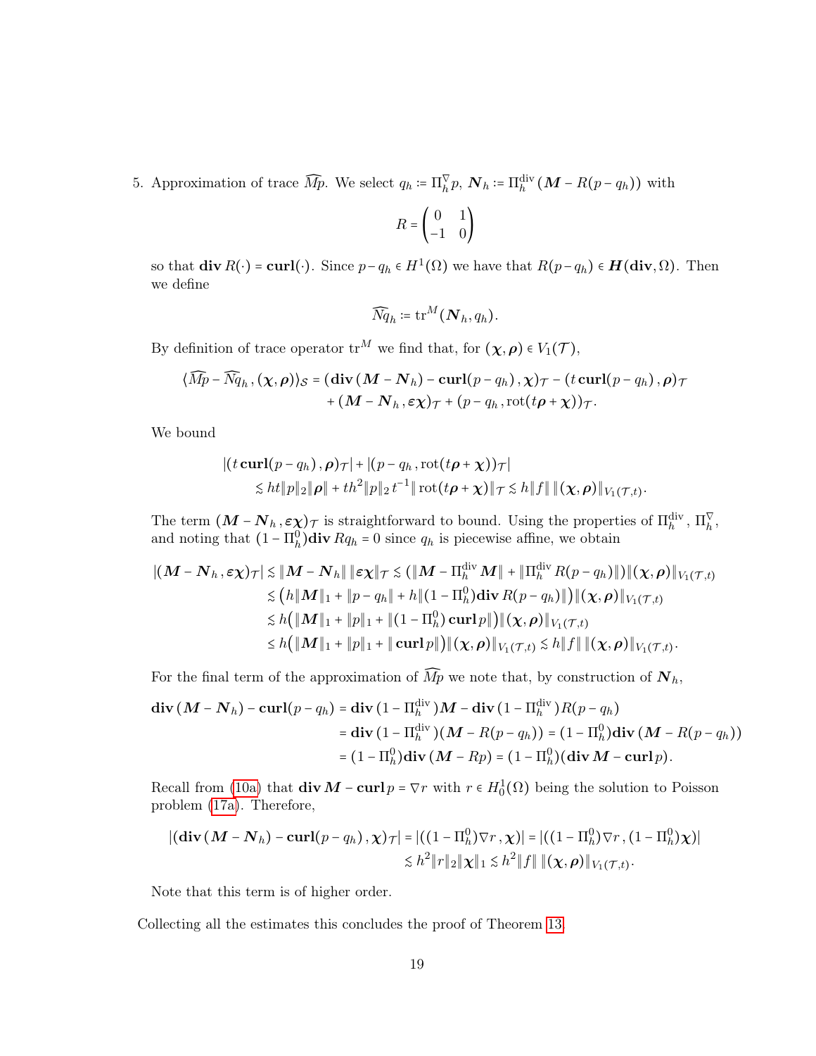5. Approximation of trace $\widehat{M}p$. We select $q_h := \Pi_h^\nabla p$, $\boldsymbol{N}_h := \Pi_h^{\text{div}}(\boldsymbol{M} - R(p - q_h))$ with

$$R = \begin{pmatrix} 0 & 1 \\ -1 & 0 \end{pmatrix}$$

so that $\mathbf{div}\, R(\cdot) = \mathbf{curl}(\cdot)$. Since $p - q_h \in H^1(\Omega)$ we have that $R(p - q_h) \in \boldsymbol{H}(\mathbf{div}, \Omega)$. Then we define

$$\widehat{N}q_h := \operatorname{tr}^M(\boldsymbol{N}_h, q_h).$$

By definition of trace operator $\operatorname{tr}^M$ we find that, for $(\boldsymbol{\chi}, \boldsymbol{\rho}) \in V_1(\mathcal{T})$,

$$\begin{aligned}\langle \widehat{M}p - \widehat{N}q_h, (\boldsymbol{\chi}, \boldsymbol{\rho})\rangle_{\mathcal{S}} = (\mathbf{div}\,(\boldsymbol{M} - \boldsymbol{N}_h) - \mathbf{curl}(p - q_h), \boldsymbol{\chi})_{\mathcal{T}} - (t\,\mathbf{curl}(p - q_h), \boldsymbol{\rho})_{\mathcal{T}} \\ + (\boldsymbol{M} - \boldsymbol{N}_h, \boldsymbol{\varepsilon\chi})_{\mathcal{T}} + (p - q_h, \operatorname{rot}(t\boldsymbol{\rho} + \boldsymbol{\chi}))_{\mathcal{T}}.\end{aligned}$$

We bound

$$\begin{aligned}&|(t\,\mathbf{curl}(p - q_h), \boldsymbol{\rho})_{\mathcal{T}}| + |(p - q_h, \operatorname{rot}(t\boldsymbol{\rho} + \boldsymbol{\chi}))_{\mathcal{T}}| \\ &\qquad \lesssim ht\|p\|_2\|\boldsymbol{\rho}\| + th^2\|p\|_2\, t^{-1}\|\operatorname{rot}(t\boldsymbol{\rho} + \boldsymbol{\chi})\|_{\mathcal{T}} \lesssim h\|f\|\,\|(\boldsymbol{\chi}, \boldsymbol{\rho})\|_{V_1(\mathcal{T},t)}.\end{aligned}$$

The term $(\boldsymbol{M} - \boldsymbol{N}_h, \boldsymbol{\varepsilon\chi})_{\mathcal{T}}$ is straightforward to bound. Using the properties of $\Pi_h^{\text{div}}$, $\Pi_h^\nabla$, and noting that $(1 - \Pi_h^0)\mathbf{div}\, Rq_h = 0$ since $q_h$ is piecewise affine, we obtain

$$\begin{aligned}|(\boldsymbol{M} - \boldsymbol{N}_h, \boldsymbol{\varepsilon\chi})_{\mathcal{T}}| &\lesssim \|\boldsymbol{M} - \boldsymbol{N}_h\|\,\|\boldsymbol{\varepsilon\chi}\|_{\mathcal{T}} \lesssim (\|\boldsymbol{M} - \Pi_h^{\text{div}}\boldsymbol{M}\| + \|\Pi_h^{\text{div}} R(p - q_h)\|)\|(\boldsymbol{\chi}, \boldsymbol{\rho})\|_{V_1(\mathcal{T},t)} \\ &\lesssim \big(h\|\boldsymbol{M}\|_1 + \|p - q_h\| + h\|(1 - \Pi_h^0)\mathbf{div}\, R(p - q_h)\|\big)\|(\boldsymbol{\chi}, \boldsymbol{\rho})\|_{V_1(\mathcal{T},t)} \\ &\lesssim h\big(\|\boldsymbol{M}\|_1 + \|p\|_1 + \|(1 - \Pi_h^0)\,\mathbf{curl}\, p\|\big)\|(\boldsymbol{\chi}, \boldsymbol{\rho})\|_{V_1(\mathcal{T},t)} \\ &\le h\big(\|\boldsymbol{M}\|_1 + \|p\|_1 + \|\mathbf{curl}\, p\|\big)\|(\boldsymbol{\chi}, \boldsymbol{\rho})\|_{V_1(\mathcal{T},t)} \lesssim h\|f\|\,\|(\boldsymbol{\chi}, \boldsymbol{\rho})\|_{V_1(\mathcal{T},t)}.\end{aligned}$$

For the final term of the approximation of $\widehat{M}p$ we note that, by construction of $\boldsymbol{N}_h$,

$$\begin{aligned}\mathbf{div}\,(\boldsymbol{M} - \boldsymbol{N}_h) - \mathbf{curl}(p - q_h) &= \mathbf{div}\,(1 - \Pi_h^{\text{div}})\boldsymbol{M} - \mathbf{div}\,(1 - \Pi_h^{\text{div}})R(p - q_h) \\ &= \mathbf{div}\,(1 - \Pi_h^{\text{div}})(\boldsymbol{M} - R(p - q_h)) = (1 - \Pi_h^0)\mathbf{div}\,(\boldsymbol{M} - R(p - q_h)) \\ &= (1 - \Pi_h^0)\mathbf{div}\,(\boldsymbol{M} - Rp) = (1 - \Pi_h^0)(\mathbf{div}\,\boldsymbol{M} - \mathbf{curl}\, p).\end{aligned}$$

Recall from (10a) that $\mathbf{div}\,\boldsymbol{M} - \mathbf{curl}\, p = \nabla r$ with $r \in H_0^1(\Omega)$ being the solution to Poisson problem (17a). Therefore,

$$\begin{aligned}|(\mathbf{div}\,(\boldsymbol{M} - \boldsymbol{N}_h) - \mathbf{curl}(p - q_h), \boldsymbol{\chi})_{\mathcal{T}}| &= |((1 - \Pi_h^0)\nabla r, \boldsymbol{\chi})| = |((1 - \Pi_h^0)\nabla r, (1 - \Pi_h^0)\boldsymbol{\chi})| \\ &\lesssim h^2\|r\|_2\|\boldsymbol{\chi}\|_1 \lesssim h^2\|f\|\,\|(\boldsymbol{\chi}, \boldsymbol{\rho})\|_{V_1(\mathcal{T},t)}.\end{aligned}$$

Note that this term is of higher order.

Collecting all the estimates this concludes the proof of Theorem 13.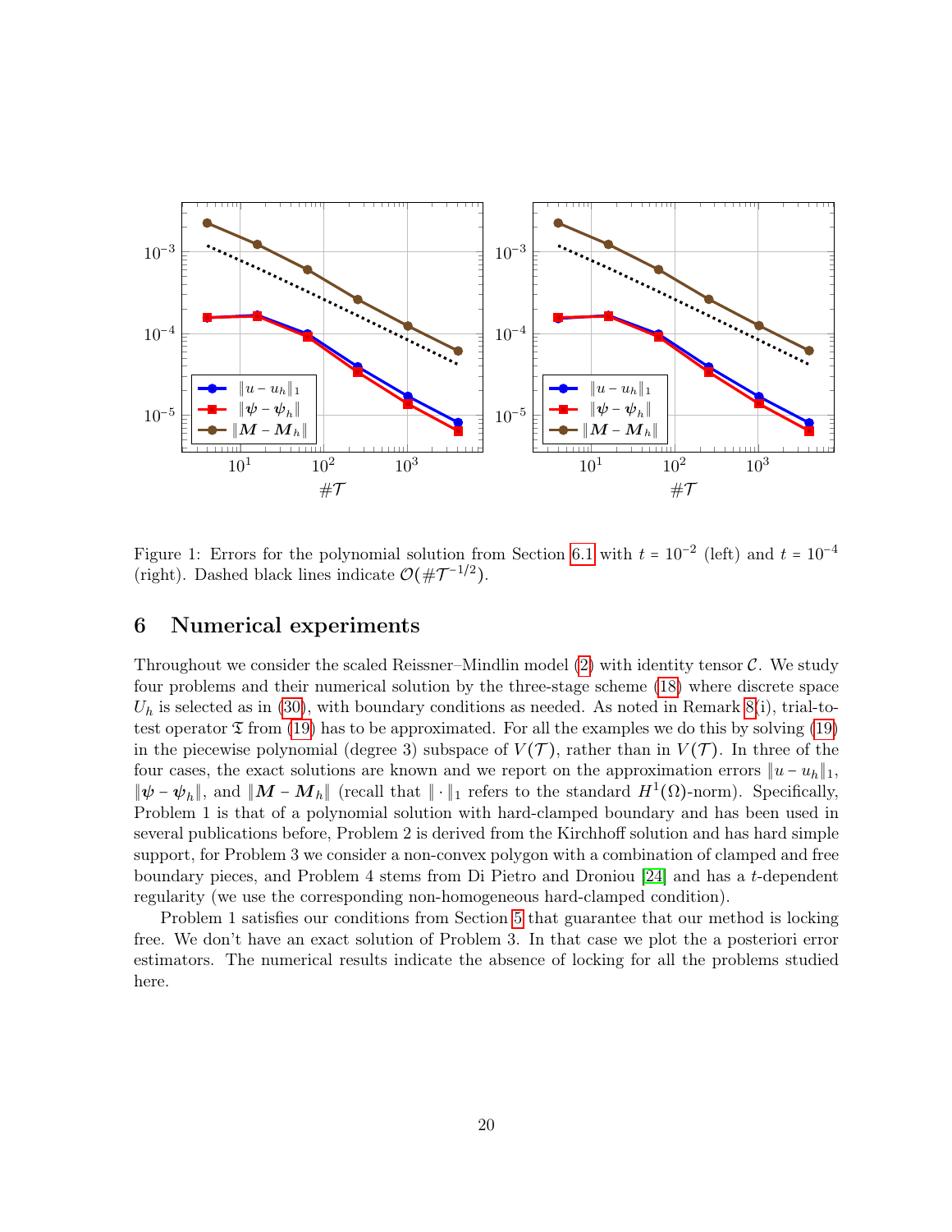Figure 1: Errors for the polynomial solution from Section 6.1 with $t = 10^{-2}$ (left) and $t = 10^{-4}$ (right). Dashed black lines indicate $\mathcal{O}(\#\mathcal{T}^{-1/2})$.

## 6 Numerical experiments

Throughout we consider the scaled Reissner–Mindlin model (2) with identity tensor $\mathcal{C}$. We study four problems and their numerical solution by the three-stage scheme (18) where discrete space $U_h$ is selected as in (30), with boundary conditions as needed. As noted in Remark 8(i), trial-to-test operator $\mathfrak{T}$ from (19) has to be approximated. For all the examples we do this by solving (19) in the piecewise polynomial (degree 3) subspace of $V(\mathcal{T})$, rather than in $V(\mathcal{T})$. In three of the four cases, the exact solutions are known and we report on the approximation errors $\|u - u_h\|_1$, $\|\boldsymbol{\psi} - \boldsymbol{\psi}_h\|$, and $\|\boldsymbol{M} - \boldsymbol{M}_h\|$ (recall that $\|\cdot\|_1$ refers to the standard $H^1(\Omega)$-norm). Specifically, Problem 1 is that of a polynomial solution with hard-clamped boundary and has been used in several publications before, Problem 2 is derived from the Kirchhoff solution and has hard simple support, for Problem 3 we consider a non-convex polygon with a combination of clamped and free boundary pieces, and Problem 4 stems from Di Pietro and Droniou [24] and has a $t$-dependent regularity (we use the corresponding non-homogeneous hard-clamped condition).

Problem 1 satisfies our conditions from Section 5 that guarantee that our method is locking free. We don't have an exact solution of Problem 3. In that case we plot the a posteriori error estimators. The numerical results indicate the absence of locking for all the problems studied here.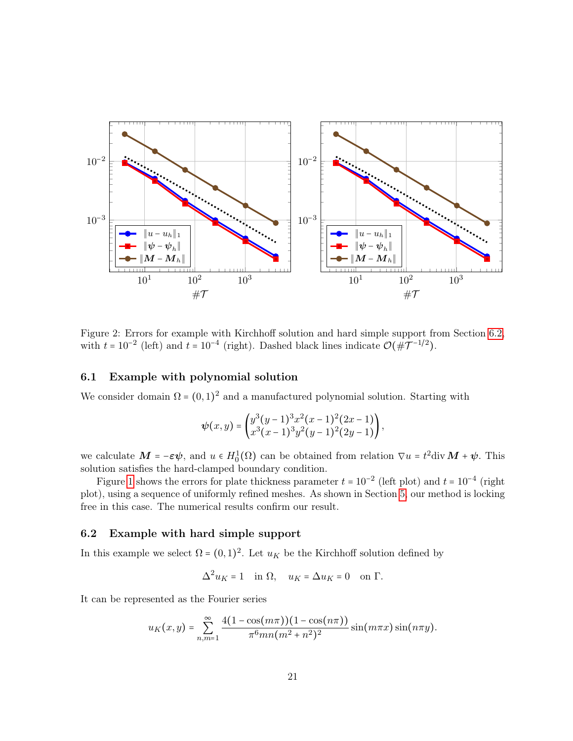Figure 2: Errors for example with Kirchhoff solution and hard simple support from Section 6.2, with $t = 10^{-2}$ (left) and $t = 10^{-4}$ (right). Dashed black lines indicate $\mathcal{O}(\#\mathcal{T}^{-1/2})$.

### 6.1 Example with polynomial solution

We consider domain $\Omega = (0,1)^2$ and a manufactured polynomial solution. Starting with

$$\boldsymbol{\psi}(x,y) = \begin{pmatrix} y^3(y-1)^3x^2(x-1)^2(2x-1) \\ x^3(x-1)^3y^2(y-1)^2(2y-1) \end{pmatrix},$$

we calculate $\boldsymbol{M} = -\boldsymbol{\varepsilon}\boldsymbol{\psi}$, and $u \in H_0^1(\Omega)$ can be obtained from relation $\nabla u = t^2 \operatorname{div} \boldsymbol{M} + \boldsymbol{\psi}$. This solution satisfies the hard-clamped boundary condition.

Figure 1 shows the errors for plate thickness parameter $t = 10^{-2}$ (left plot) and $t = 10^{-4}$ (right plot), using a sequence of uniformly refined meshes. As shown in Section 5, our method is locking free in this case. The numerical results confirm our result.

### 6.2 Example with hard simple support

In this example we select $\Omega = (0,1)^2$. Let $u_K$ be the Kirchhoff solution defined by

$$\Delta^2 u_K = 1 \quad \text{in } \Omega, \quad u_K = \Delta u_K = 0 \quad \text{on } \Gamma.$$

It can be represented as the Fourier series

$$u_K(x,y) = \sum_{n,m=1}^{\infty} \frac{4(1-\cos(m\pi))(1-\cos(n\pi))}{\pi^6 mn(m^2+n^2)^2} \sin(m\pi x)\sin(n\pi y).$$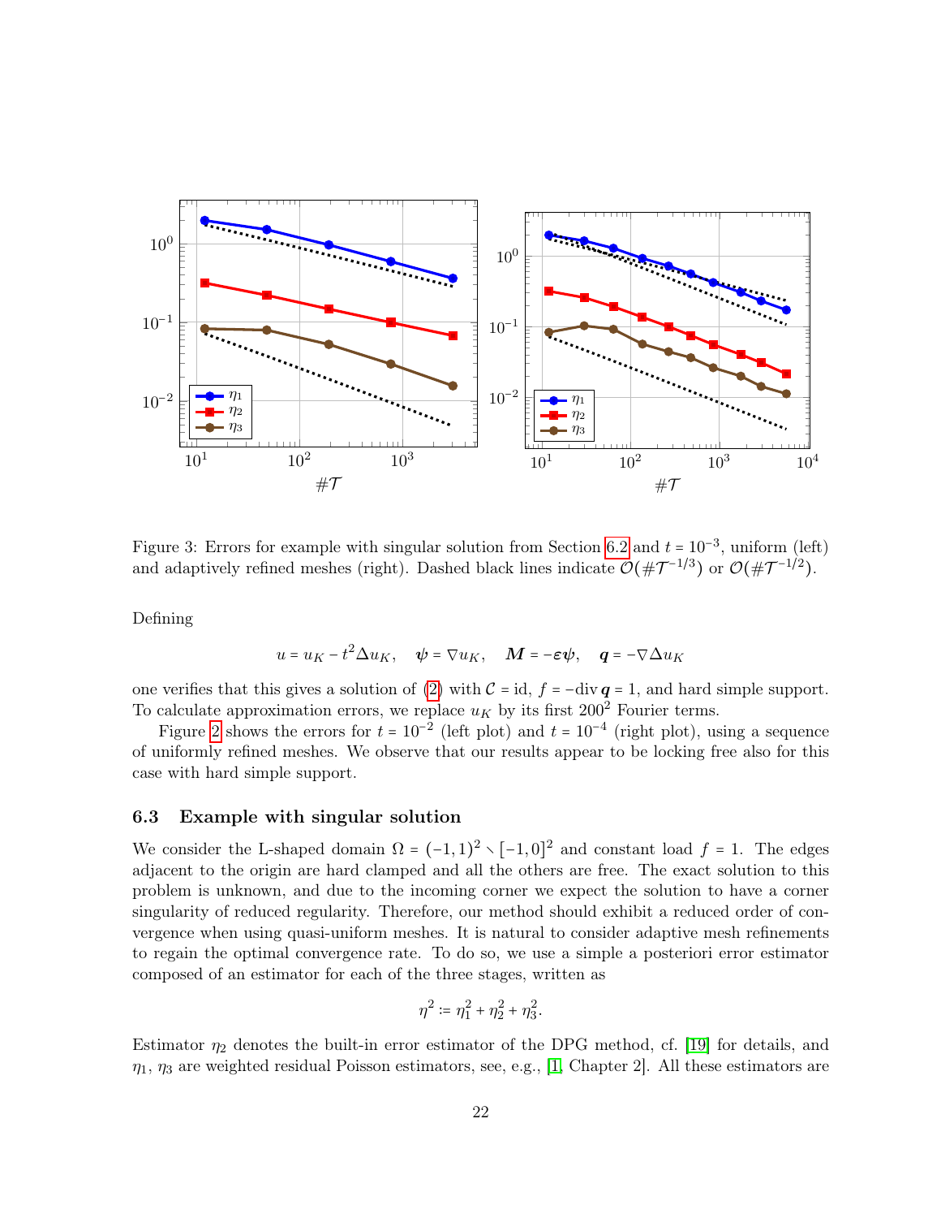Figure 3: Errors for example with singular solution from Section 6.2 and $t = 10^{-3}$, uniform (left) and adaptively refined meshes (right). Dashed black lines indicate $\mathcal{O}(\#\mathcal{T}^{-1/3})$ or $\mathcal{O}(\#\mathcal{T}^{-1/2})$.

Defining

$$u = u_K - t^2 \Delta u_K, \quad \boldsymbol{\psi} = \nabla u_K, \quad \boldsymbol{M} = -\boldsymbol{\varepsilon}\boldsymbol{\psi}, \quad \boldsymbol{q} = -\nabla \Delta u_K$$

one verifies that this gives a solution of (2) with $\mathcal{C} = \mathrm{id}$, $f = -\mathrm{div}\, \boldsymbol{q} = 1$, and hard simple support. To calculate approximation errors, we replace $u_K$ by its first $200^2$ Fourier terms.

Figure 2 shows the errors for $t = 10^{-2}$ (left plot) and $t = 10^{-4}$ (right plot), using a sequence of uniformly refined meshes. We observe that our results appear to be locking free also for this case with hard simple support.

### 6.3 Example with singular solution

We consider the L-shaped domain $\Omega = (-1,1)^2 \setminus [-1,0]^2$ and constant load $f = 1$. The edges adjacent to the origin are hard clamped and all the others are free. The exact solution to this problem is unknown, and due to the incoming corner we expect the solution to have a corner singularity of reduced regularity. Therefore, our method should exhibit a reduced order of convergence when using quasi-uniform meshes. It is natural to consider adaptive mesh refinements to regain the optimal convergence rate. To do so, we use a simple a posteriori error estimator composed of an estimator for each of the three stages, written as

$$\eta^2 := \eta_1^2 + \eta_2^2 + \eta_3^2.$$

Estimator $\eta_2$ denotes the built-in error estimator of the DPG method, cf. [19] for details, and $\eta_1$, $\eta_3$ are weighted residual Poisson estimators, see, e.g., [1, Chapter 2]. All these estimators are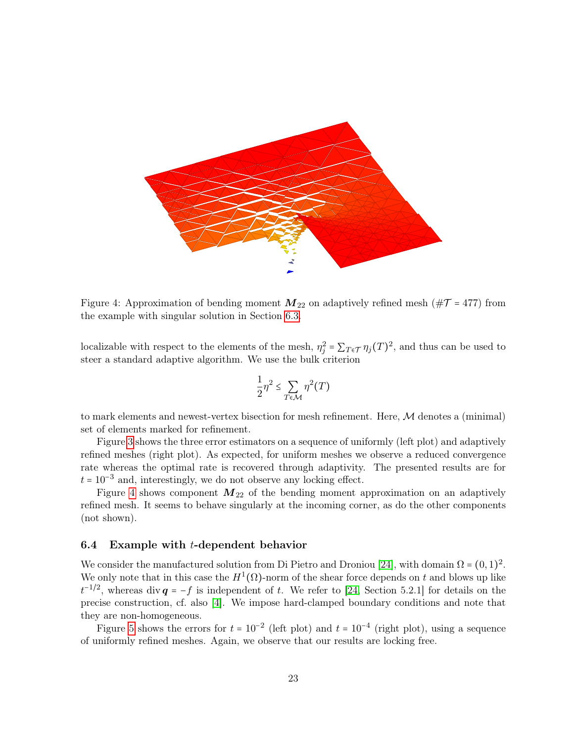Figure 4: Approximation of bending moment $\boldsymbol{M}_{22}$ on adaptively refined mesh ($\#\mathcal{T} = 477$) from the example with singular solution in Section 6.3.

localizable with respect to the elements of the mesh, $\eta_j^2 = \sum_{T\in\mathcal{T}} \eta_j(T)^2$, and thus can be used to steer a standard adaptive algorithm. We use the bulk criterion

$$\frac{1}{2}\eta^2 \le \sum_{T\in\mathcal{M}} \eta^2(T)$$

to mark elements and newest-vertex bisection for mesh refinement. Here, $\mathcal{M}$ denotes a (minimal) set of elements marked for refinement.

Figure 3 shows the three error estimators on a sequence of uniformly (left plot) and adaptively refined meshes (right plot). As expected, for uniform meshes we observe a reduced convergence rate whereas the optimal rate is recovered through adaptivity. The presented results are for $t = 10^{-3}$ and, interestingly, we do not observe any locking effect.

Figure 4 shows component $\boldsymbol{M}_{22}$ of the bending moment approximation on an adaptively refined mesh. It seems to behave singularly at the incoming corner, as do the other components (not shown).

### 6.4 Example with $t$-dependent behavior

We consider the manufactured solution from Di Pietro and Droniou [24], with domain $\Omega = (0,1)^2$. We only note that in this case the $H^1(\Omega)$-norm of the shear force depends on $t$ and blows up like $t^{-1/2}$, whereas $\operatorname{div} \boldsymbol{q} = -f$ is independent of $t$. We refer to [24, Section 5.2.1] for details on the precise construction, cf. also [4]. We impose hard-clamped boundary conditions and note that they are non-homogeneous.

Figure 5 shows the errors for $t = 10^{-2}$ (left plot) and $t = 10^{-4}$ (right plot), using a sequence of uniformly refined meshes. Again, we observe that our results are locking free.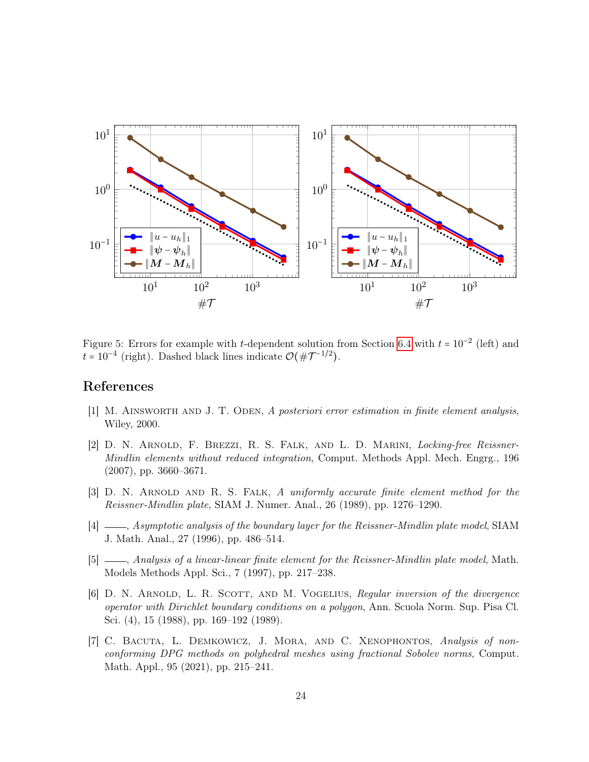Figure 5: Errors for example with $t$-dependent solution from Section 6.4 with $t = 10^{-2}$ (left) and $t = 10^{-4}$ (right). Dashed black lines indicate $\mathcal{O}(\#\mathcal{T}^{-1/2})$.

## References

[1] M. Ainsworth and J. T. Oden, *A posteriori error estimation in finite element analysis*, Wiley, 2000.

[2] D. N. Arnold, F. Brezzi, R. S. Falk, and L. D. Marini, *Locking-free Reissner-Mindlin elements without reduced integration*, Comput. Methods Appl. Mech. Engrg., 196 (2007), pp. 3660–3671.

[3] D. N. Arnold and R. S. Falk, *A uniformly accurate finite element method for the Reissner-Mindlin plate*, SIAM J. Numer. Anal., 26 (1989), pp. 1276–1290.

[4] ——, *Asymptotic analysis of the boundary layer for the Reissner-Mindlin plate model*, SIAM J. Math. Anal., 27 (1996), pp. 486–514.

[5] ——, *Analysis of a linear-linear finite element for the Reissner-Mindlin plate model*, Math. Models Methods Appl. Sci., 7 (1997), pp. 217–238.

[6] D. N. Arnold, L. R. Scott, and M. Vogelius, *Regular inversion of the divergence operator with Dirichlet boundary conditions on a polygon*, Ann. Scuola Norm. Sup. Pisa Cl. Sci. (4), 15 (1988), pp. 169–192 (1989).

[7] C. Bacuta, L. Demkowicz, J. Mora, and C. Xenophontos, *Analysis of non-conforming DPG methods on polyhedral meshes using fractional Sobolev norms*, Comput. Math. Appl., 95 (2021), pp. 215–241.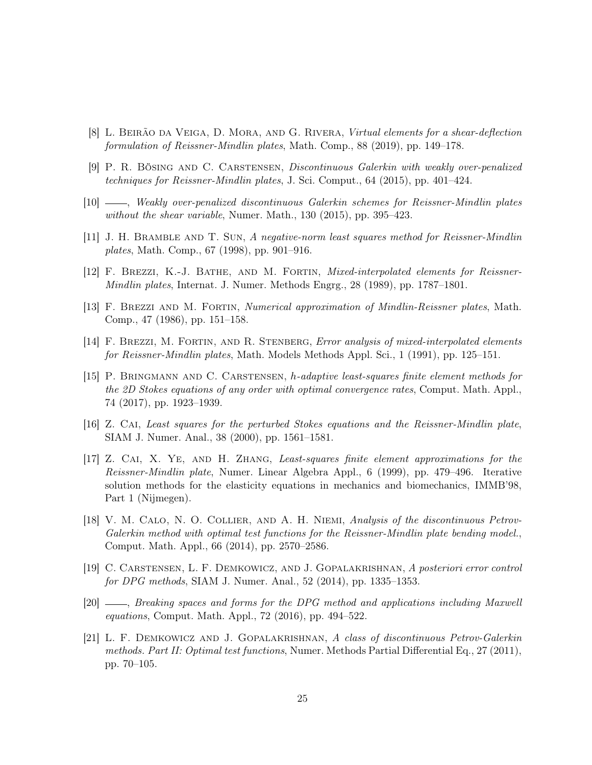[8] L. Beirão da Veiga, D. Mora, and G. Rivera, *Virtual elements for a shear-deflection formulation of Reissner-Mindlin plates*, Math. Comp., 88 (2019), pp. 149–178.

[9] P. R. Bösing and C. Carstensen, *Discontinuous Galerkin with weakly over-penalized techniques for Reissner-Mindlin plates*, J. Sci. Comput., 64 (2015), pp. 401–424.

[10] ——, *Weakly over-penalized discontinuous Galerkin schemes for Reissner-Mindlin plates without the shear variable*, Numer. Math., 130 (2015), pp. 395–423.

[11] J. H. Bramble and T. Sun, *A negative-norm least squares method for Reissner-Mindlin plates*, Math. Comp., 67 (1998), pp. 901–916.

[12] F. Brezzi, K.-J. Bathe, and M. Fortin, *Mixed-interpolated elements for Reissner-Mindlin plates*, Internat. J. Numer. Methods Engrg., 28 (1989), pp. 1787–1801.

[13] F. Brezzi and M. Fortin, *Numerical approximation of Mindlin-Reissner plates*, Math. Comp., 47 (1986), pp. 151–158.

[14] F. Brezzi, M. Fortin, and R. Stenberg, *Error analysis of mixed-interpolated elements for Reissner-Mindlin plates*, Math. Models Methods Appl. Sci., 1 (1991), pp. 125–151.

[15] P. Bringmann and C. Carstensen, *h-adaptive least-squares finite element methods for the 2D Stokes equations of any order with optimal convergence rates*, Comput. Math. Appl., 74 (2017), pp. 1923–1939.

[16] Z. Cai, *Least squares for the perturbed Stokes equations and the Reissner-Mindlin plate*, SIAM J. Numer. Anal., 38 (2000), pp. 1561–1581.

[17] Z. Cai, X. Ye, and H. Zhang, *Least-squares finite element approximations for the Reissner-Mindlin plate*, Numer. Linear Algebra Appl., 6 (1999), pp. 479–496. Iterative solution methods for the elasticity equations in mechanics and biomechanics, IMMB'98, Part 1 (Nijmegen).

[18] V. M. Calo, N. O. Collier, and A. H. Niemi, *Analysis of the discontinuous Petrov-Galerkin method with optimal test functions for the Reissner-Mindlin plate bending model.*, Comput. Math. Appl., 66 (2014), pp. 2570–2586.

[19] C. Carstensen, L. F. Demkowicz, and J. Gopalakrishnan, *A posteriori error control for DPG methods*, SIAM J. Numer. Anal., 52 (2014), pp. 1335–1353.

[20] ——, *Breaking spaces and forms for the DPG method and applications including Maxwell equations*, Comput. Math. Appl., 72 (2016), pp. 494–522.

[21] L. F. Demkowicz and J. Gopalakrishnan, *A class of discontinuous Petrov-Galerkin methods. Part II: Optimal test functions*, Numer. Methods Partial Differential Eq., 27 (2011), pp. 70–105.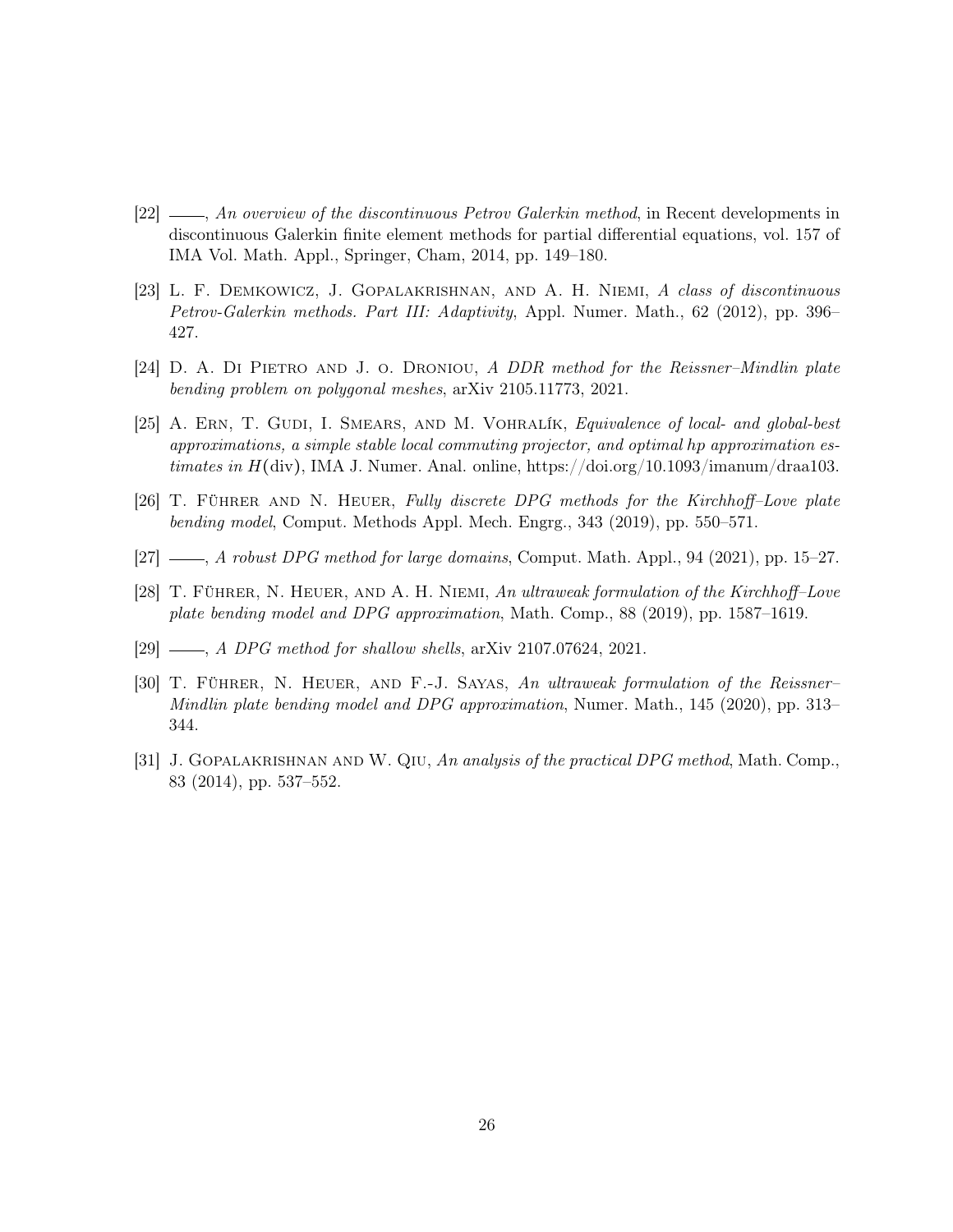[22] ——, *An overview of the discontinuous Petrov Galerkin method*, in Recent developments in discontinuous Galerkin finite element methods for partial differential equations, vol. 157 of IMA Vol. Math. Appl., Springer, Cham, 2014, pp. 149–180.

[23] L. F. Demkowicz, J. Gopalakrishnan, and A. H. Niemi, *A class of discontinuous Petrov-Galerkin methods. Part III: Adaptivity*, Appl. Numer. Math., 62 (2012), pp. 396–427.

[24] D. A. Di Pietro and J. o. Droniou, *A DDR method for the Reissner–Mindlin plate bending problem on polygonal meshes*, arXiv 2105.11773, 2021.

[25] A. Ern, T. Gudi, I. Smears, and M. Vohralík, *Equivalence of local- and global-best approximations, a simple stable local commuting projector, and optimal hp approximation estimates in $H(\mathrm{div})$*, IMA J. Numer. Anal. online, https://doi.org/10.1093/imanum/draa103.

[26] T. Führer and N. Heuer, *Fully discrete DPG methods for the Kirchhoff–Love plate bending model*, Comput. Methods Appl. Mech. Engrg., 343 (2019), pp. 550–571.

[27] ——, *A robust DPG method for large domains*, Comput. Math. Appl., 94 (2021), pp. 15–27.

[28] T. Führer, N. Heuer, and A. H. Niemi, *An ultraweak formulation of the Kirchhoff–Love plate bending model and DPG approximation*, Math. Comp., 88 (2019), pp. 1587–1619.

[29] ——, *A DPG method for shallow shells*, arXiv 2107.07624, 2021.

[30] T. Führer, N. Heuer, and F.-J. Sayas, *An ultraweak formulation of the Reissner–Mindlin plate bending model and DPG approximation*, Numer. Math., 145 (2020), pp. 313–344.

[31] J. Gopalakrishnan and W. Qiu, *An analysis of the practical DPG method*, Math. Comp., 83 (2014), pp. 537–552.